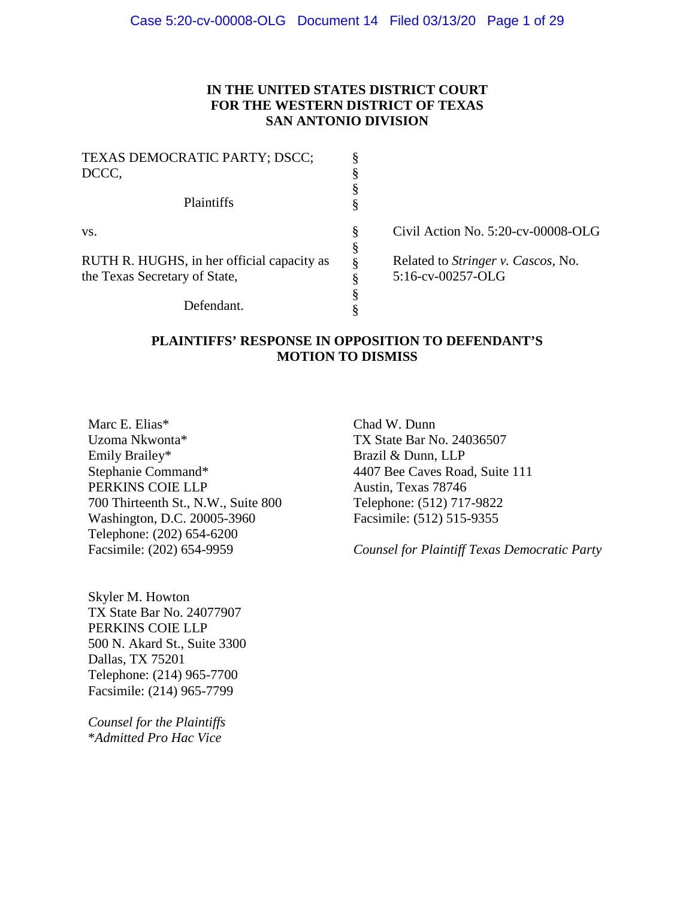**IN THE UNITED STATES DISTRICT COURT**
**FOR THE WESTERN DISTRICT OF TEXAS**
**SAN ANTONIO DIVISION**

| | | |
|---|---|---|
| TEXAS DEMOCRATIC PARTY; DSCC; DCCC, | § | |
| Plaintiffs | § | |
| vs. | § | Civil Action No. 5:20-cv-00008-OLG |
| RUTH R. HUGHS, in her official capacity as the Texas Secretary of State, | § | Related to *Stringer v. Cascos*, No. 5:16-cv-00257-OLG |
| Defendant. | § | |

**PLAINTIFFS' RESPONSE IN OPPOSITION TO DEFENDANT'S MOTION TO DISMISS**

Marc E. Elias*
Uzoma Nkwonta*
Emily Brailey*
Stephanie Command*
PERKINS COIE LLP
700 Thirteenth St., N.W., Suite 800
Washington, D.C. 20005-3960
Telephone: (202) 654-6200
Facsimile: (202) 654-9959

Skyler M. Howton
TX State Bar No. 24077907
PERKINS COIE LLP
500 N. Akard St., Suite 3300
Dallas, TX 75201
Telephone: (214) 965-7700
Facsimile: (214) 965-7799

*Counsel for the Plaintiffs*
*\*Admitted Pro Hac Vice*

Chad W. Dunn
TX State Bar No. 24036507
Brazil & Dunn, LLP
4407 Bee Caves Road, Suite 111
Austin, Texas 78746
Telephone: (512) 717-9822
Facsimile: (512) 515-9355

*Counsel for Plaintiff Texas Democratic Party*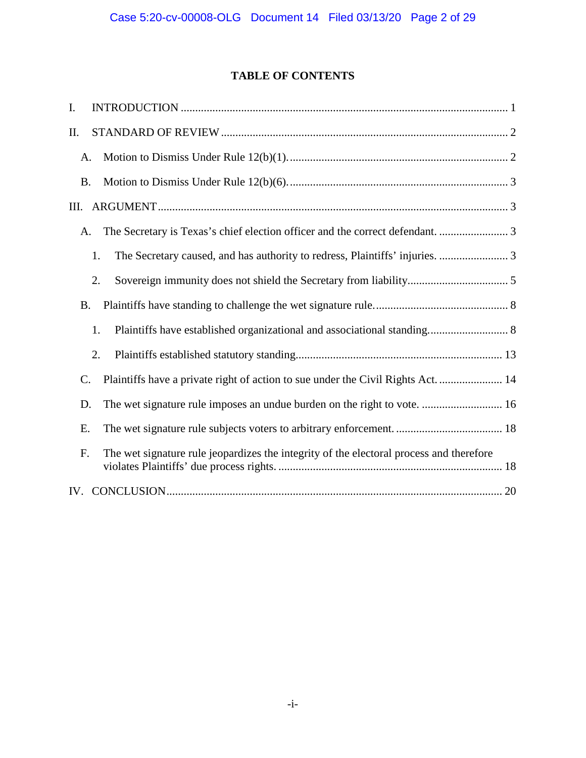## TABLE OF CONTENTS

I. INTRODUCTION ........................................................................................................................ 1

II. STANDARD OF REVIEW ........................................................................................................ 2

A. Motion to Dismiss Under Rule 12(b)(1). ............................................................................ 2

B. Motion to Dismiss Under Rule 12(b)(6). ............................................................................ 3

III. ARGUMENT ........................................................................................................................... 3

A. The Secretary is Texas's chief election officer and the correct defendant. ........................ 3

1. The Secretary caused, and has authority to redress, Plaintiffs' injuries. ........................ 3

2. Sovereign immunity does not shield the Secretary from liability.................................. 5

B. Plaintiffs have standing to challenge the wet signature rule.............................................. 8

1. Plaintiffs have established organizational and associational standing........................... 8

2. Plaintiffs established statutory standing...................................................................... 13

C. Plaintiffs have a private right of action to sue under the Civil Rights Act. ...................... 14

D. The wet signature rule imposes an undue burden on the right to vote. ............................ 16

E. The wet signature rule subjects voters to arbitrary enforcement. ..................................... 18

F. The wet signature rule jeopardizes the integrity of the electoral process and therefore violates Plaintiffs' due process rights. ............................................................................ 18

IV. CONCLUSION ..................................................................................................................... 20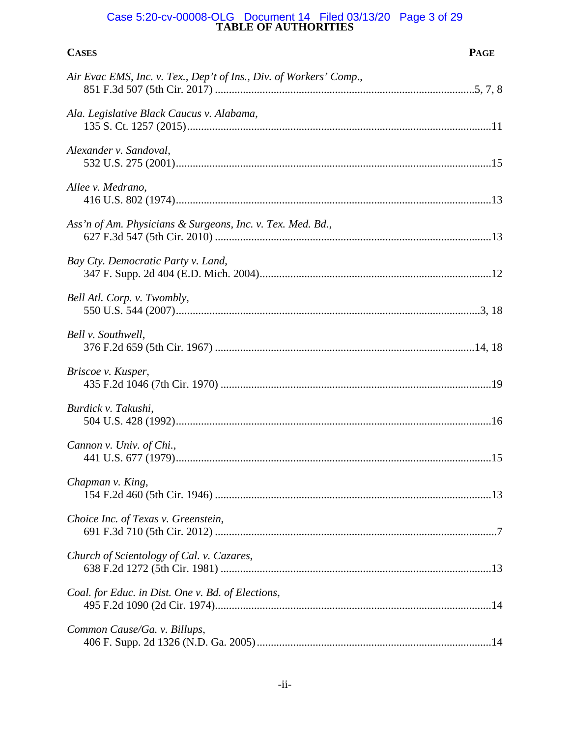# TABLE OF AUTHORITIES

| Cases | Page |
|---|---|
| *Air Evac EMS, Inc. v. Tex., Dep't of Ins., Div. of Workers' Comp.*, 851 F.3d 507 (5th Cir. 2017) | 5, 7, 8 |
| *Ala. Legislative Black Caucus v. Alabama*, 135 S. Ct. 1257 (2015) | 11 |
| *Alexander v. Sandoval*, 532 U.S. 275 (2001) | 15 |
| *Allee v. Medrano*, 416 U.S. 802 (1974) | 13 |
| *Ass'n of Am. Physicians & Surgeons, Inc. v. Tex. Med. Bd.*, 627 F.3d 547 (5th Cir. 2010) | 13 |
| *Bay Cty. Democratic Party v. Land*, 347 F. Supp. 2d 404 (E.D. Mich. 2004) | 12 |
| *Bell Atl. Corp. v. Twombly*, 550 U.S. 544 (2007) | 3, 18 |
| *Bell v. Southwell*, 376 F.2d 659 (5th Cir. 1967) | 14, 18 |
| *Briscoe v. Kusper*, 435 F.2d 1046 (7th Cir. 1970) | 19 |
| *Burdick v. Takushi*, 504 U.S. 428 (1992) | 16 |
| *Cannon v. Univ. of Chi.*, 441 U.S. 677 (1979) | 15 |
| *Chapman v. King*, 154 F.2d 460 (5th Cir. 1946) | 13 |
| *Choice Inc. of Texas v. Greenstein*, 691 F.3d 710 (5th Cir. 2012) | 7 |
| *Church of Scientology of Cal. v. Cazares*, 638 F.2d 1272 (5th Cir. 1981) | 13 |
| *Coal. for Educ. in Dist. One v. Bd. of Elections*, 495 F.2d 1090 (2d Cir. 1974) | 14 |
| *Common Cause/Ga. v. Billups*, 406 F. Supp. 2d 1326 (N.D. Ga. 2005) | 14 |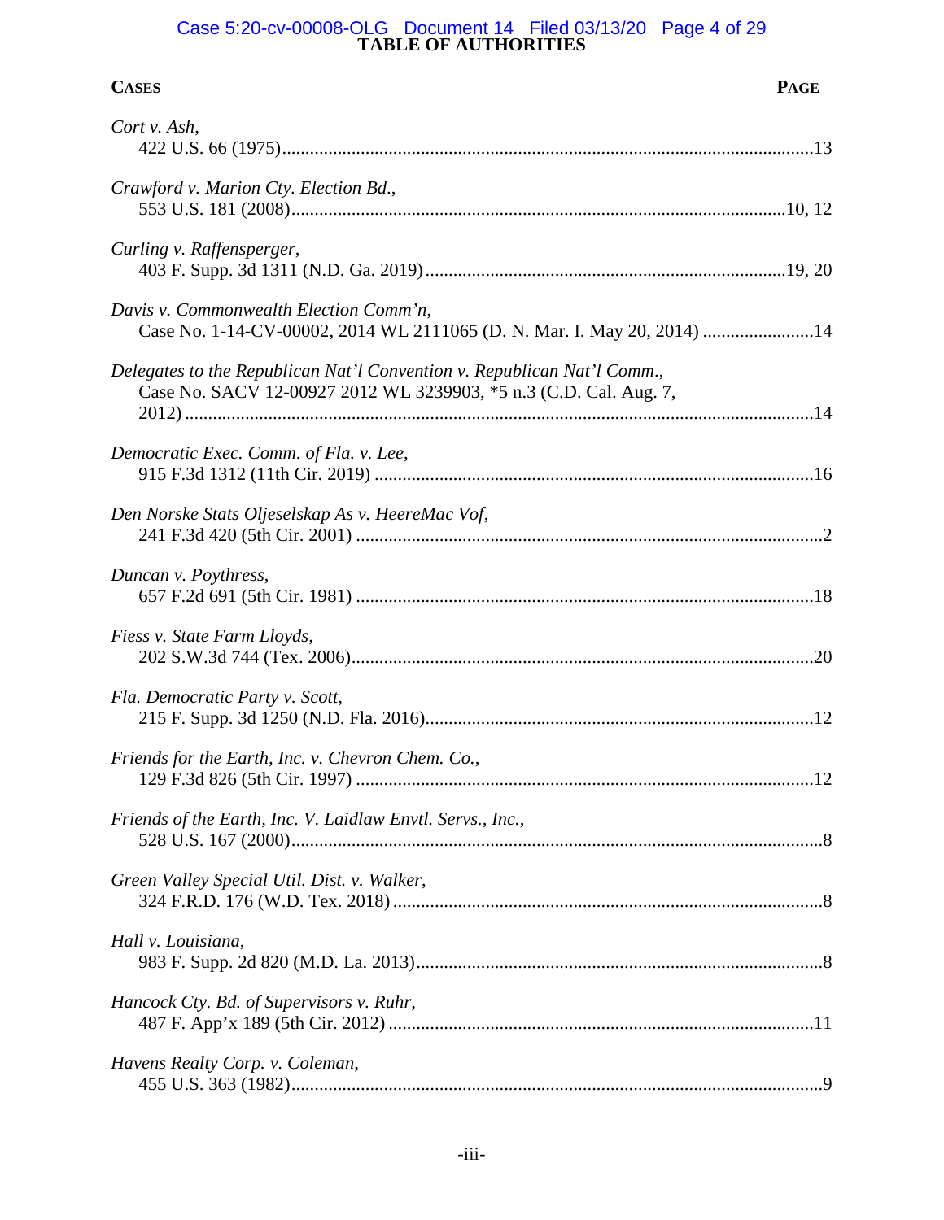# TABLE OF AUTHORITIES

**CASES** **PAGE**

*Cort v. Ash*,
422 U.S. 66 (1975) ....... 13

*Crawford v. Marion Cty. Election Bd.*,
553 U.S. 181 (2008) ....... 10, 12

*Curling v. Raffensperger*,
403 F. Supp. 3d 1311 (N.D. Ga. 2019) ....... 19, 20

*Davis v. Commonwealth Election Comm'n*,
Case No. 1-14-CV-00002, 2014 WL 2111065 (D. N. Mar. I. May 20, 2014) ....... 14

*Delegates to the Republican Nat'l Convention v. Republican Nat'l Comm.*,
Case No. SACV 12-00927 2012 WL 3239903, *5 n.3 (C.D. Cal. Aug. 7, 2012) ....... 14

*Democratic Exec. Comm. of Fla. v. Lee*,
915 F.3d 1312 (11th Cir. 2019) ....... 16

*Den Norske Stats Oljeselskap As v. HeereMac Vof*,
241 F.3d 420 (5th Cir. 2001) ....... 2

*Duncan v. Poythress*,
657 F.2d 691 (5th Cir. 1981) ....... 18

*Fiess v. State Farm Lloyds*,
202 S.W.3d 744 (Tex. 2006) ....... 20

*Fla. Democratic Party v. Scott*,
215 F. Supp. 3d 1250 (N.D. Fla. 2016) ....... 12

*Friends for the Earth, Inc. v. Chevron Chem. Co.*,
129 F.3d 826 (5th Cir. 1997) ....... 12

*Friends of the Earth, Inc. V. Laidlaw Envtl. Servs., Inc.*,
528 U.S. 167 (2000) ....... 8

*Green Valley Special Util. Dist. v. Walker*,
324 F.R.D. 176 (W.D. Tex. 2018) ....... 8

*Hall v. Louisiana*,
983 F. Supp. 2d 820 (M.D. La. 2013) ....... 8

*Hancock Cty. Bd. of Supervisors v. Ruhr*,
487 F. App'x 189 (5th Cir. 2012) ....... 11

*Havens Realty Corp. v. Coleman*,
455 U.S. 363 (1982) ....... 9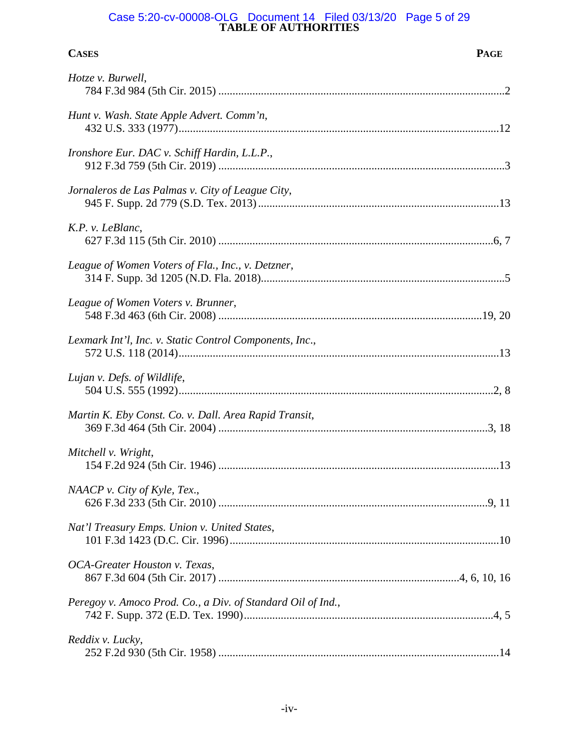# TABLE OF AUTHORITIES

| CASES | PAGE |
|---|---|
| *Hotze v. Burwell*, 784 F.3d 984 (5th Cir. 2015) | 2 |
| *Hunt v. Wash. State Apple Advert. Comm'n*, 432 U.S. 333 (1977) | 12 |
| *Ironshore Eur. DAC v. Schiff Hardin, L.L.P.*, 912 F.3d 759 (5th Cir. 2019) | 3 |
| *Jornaleros de Las Palmas v. City of League City*, 945 F. Supp. 2d 779 (S.D. Tex. 2013) | 13 |
| *K.P. v. LeBlanc*, 627 F.3d 115 (5th Cir. 2010) | 6, 7 |
| *League of Women Voters of Fla., Inc., v. Detzner*, 314 F. Supp. 3d 1205 (N.D. Fla. 2018) | 5 |
| *League of Women Voters v. Brunner*, 548 F.3d 463 (6th Cir. 2008) | 19, 20 |
| *Lexmark Int'l, Inc. v. Static Control Components, Inc.*, 572 U.S. 118 (2014) | 13 |
| *Lujan v. Defs. of Wildlife*, 504 U.S. 555 (1992) | 2, 8 |
| *Martin K. Eby Const. Co. v. Dall. Area Rapid Transit*, 369 F.3d 464 (5th Cir. 2004) | 3, 18 |
| *Mitchell v. Wright*, 154 F.2d 924 (5th Cir. 1946) | 13 |
| *NAACP v. City of Kyle, Tex.*, 626 F.3d 233 (5th Cir. 2010) | 9, 11 |
| *Nat'l Treasury Emps. Union v. United States*, 101 F.3d 1423 (D.C. Cir. 1996) | 10 |
| *OCA-Greater Houston v. Texas*, 867 F.3d 604 (5th Cir. 2017) | 4, 6, 10, 16 |
| *Peregoy v. Amoco Prod. Co., a Div. of Standard Oil of Ind.*, 742 F. Supp. 372 (E.D. Tex. 1990) | 4, 5 |
| *Reddix v. Lucky*, 252 F.2d 930 (5th Cir. 1958) | 14 |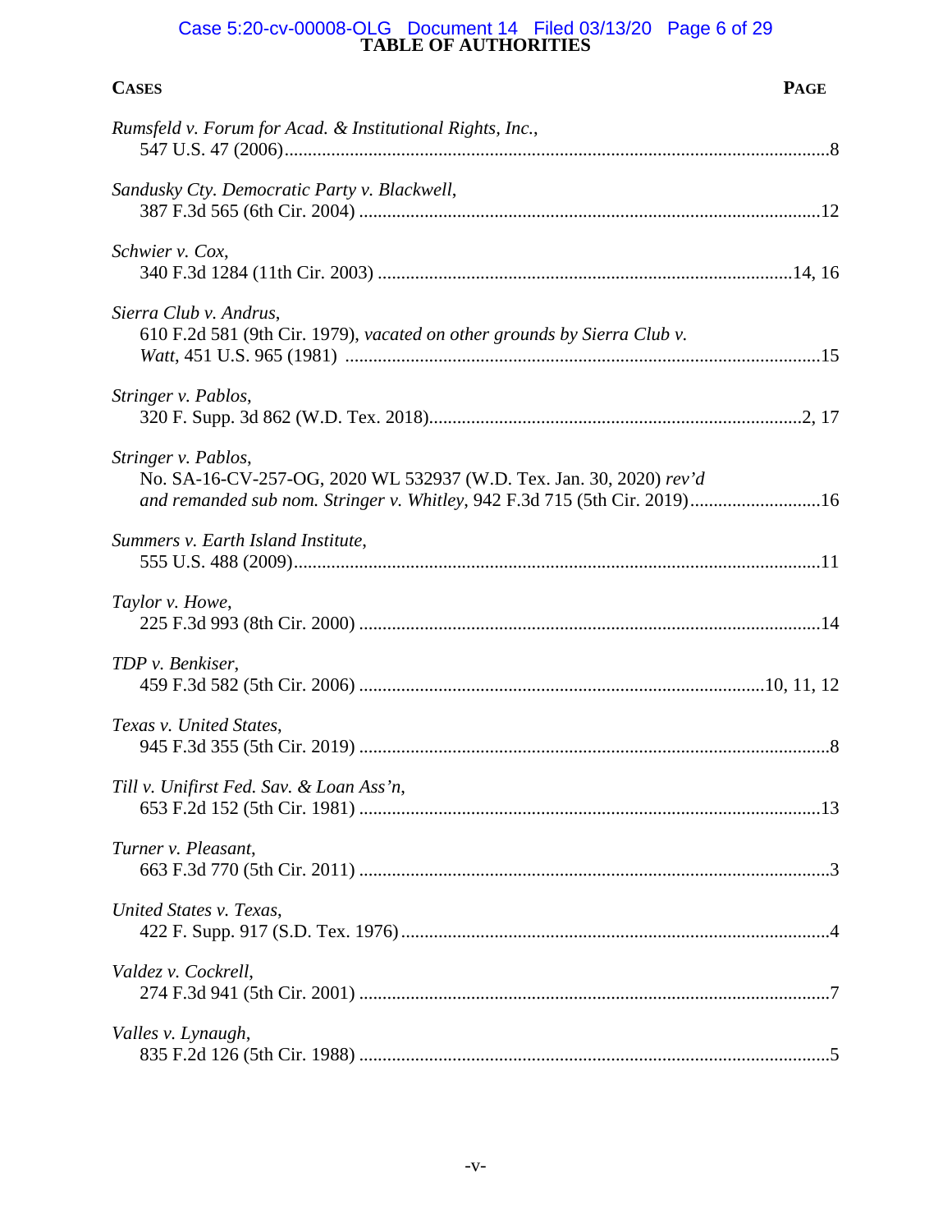# TABLE OF AUTHORITIES

**CASES** **PAGE**

*Rumsfeld v. Forum for Acad. & Institutional Rights, Inc.*,
547 U.S. 47 (2006)....................................................................................................................8

*Sandusky Cty. Democratic Party v. Blackwell*,
387 F.3d 565 (6th Cir. 2004) ..................................................................................................12

*Schwier v. Cox*,
340 F.3d 1284 (11th Cir. 2003) ........................................................................................14, 16

*Sierra Club v. Andrus*,
610 F.2d 581 (9th Cir. 1979), *vacated on other grounds by Sierra Club v. Watt*, 451 U.S. 965 (1981) .....................................................................................................15

*Stringer v. Pablos*,
320 F. Supp. 3d 862 (W.D. Tex. 2018)...............................................................................2, 17

*Stringer v. Pablos*,
No. SA-16-CV-257-OG, 2020 WL 532937 (W.D. Tex. Jan. 30, 2020) *rev'd and remanded sub nom. Stringer v. Whitley*, 942 F.3d 715 (5th Cir. 2019)...........................16

*Summers v. Earth Island Institute*,
555 U.S. 488 (2009)................................................................................................................11

*Taylor v. Howe*,
225 F.3d 993 (8th Cir. 2000) ..................................................................................................14

*TDP v. Benkiser*,
459 F.3d 582 (5th Cir. 2006) ......................................................................................10, 11, 12

*Texas v. United States*,
945 F.3d 355 (5th Cir. 2019) ....................................................................................................8

*Till v. Unifirst Fed. Sav. & Loan Ass'n*,
653 F.2d 152 (5th Cir. 1981) ..................................................................................................13

*Turner v. Pleasant*,
663 F.3d 770 (5th Cir. 2011) ....................................................................................................3

*United States v. Texas*,
422 F. Supp. 917 (S.D. Tex. 1976)...........................................................................................4

*Valdez v. Cockrell*,
274 F.3d 941 (5th Cir. 2001) ....................................................................................................7

*Valles v. Lynaugh*,
835 F.2d 126 (5th Cir. 1988) ....................................................................................................5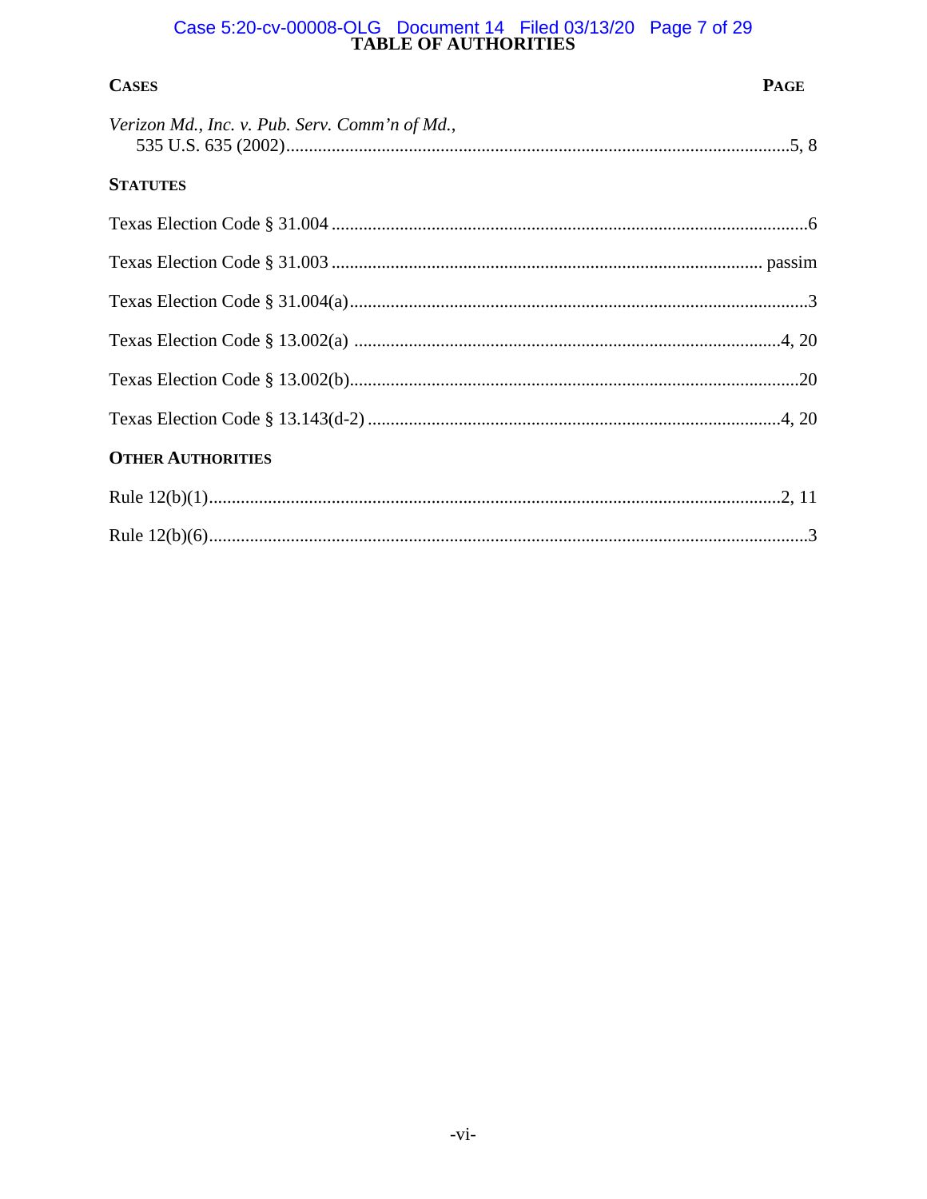# TABLE OF AUTHORITIES

**CASES** — **PAGE**

*Verizon Md., Inc. v. Pub. Serv. Comm'n of Md.*,
535 U.S. 635 (2002) ........................................................ 5, 8

**STATUTES**

Texas Election Code § 31.004 ........................................................ 6

Texas Election Code § 31.003 ........................................................ passim

Texas Election Code § 31.004(a) ........................................................ 3

Texas Election Code § 13.002(a) ........................................................ 4, 20

Texas Election Code § 13.002(b) ........................................................ 20

Texas Election Code § 13.143(d-2) ........................................................ 4, 20

**OTHER AUTHORITIES**

Rule 12(b)(1) ........................................................ 2, 11

Rule 12(b)(6) ........................................................ 3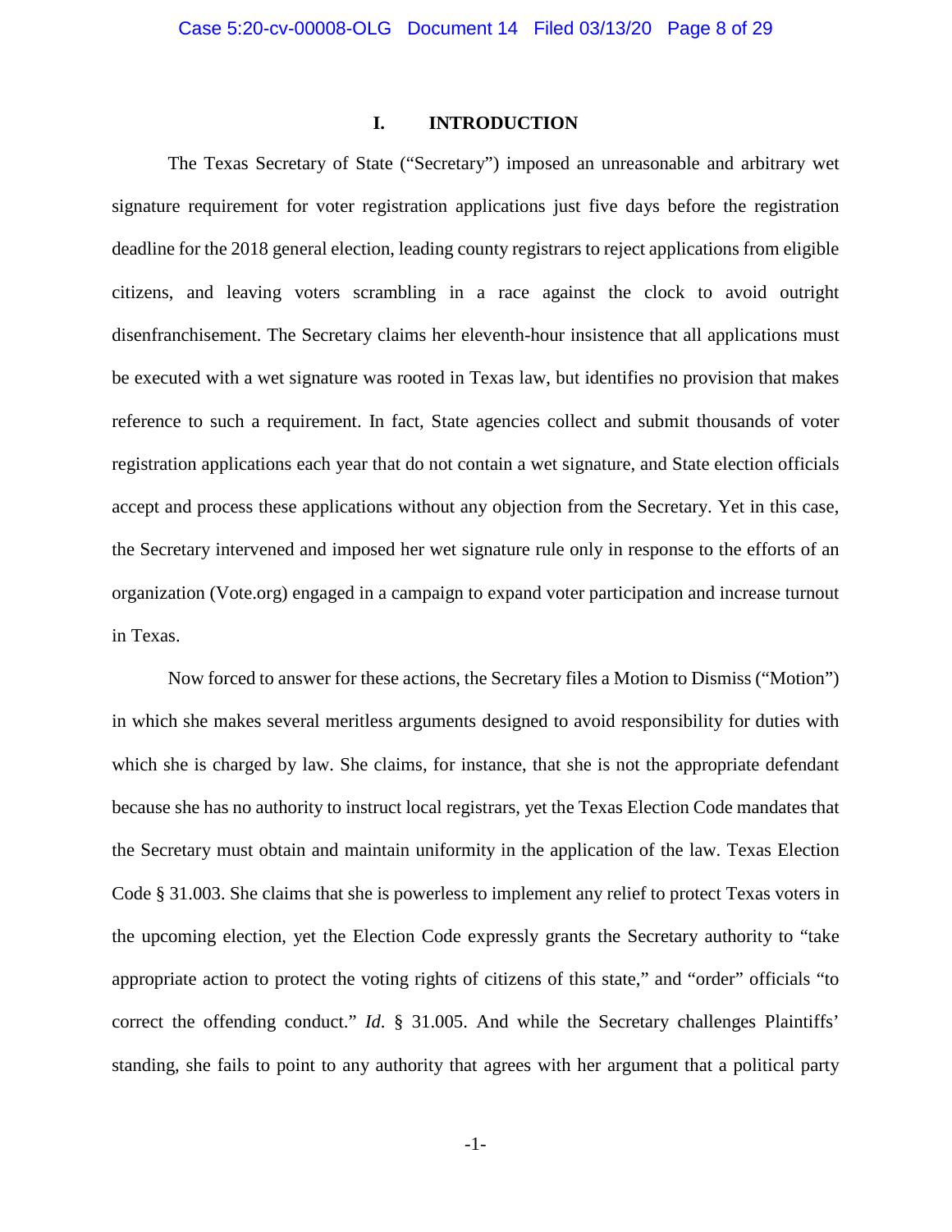# I. INTRODUCTION

The Texas Secretary of State ("Secretary") imposed an unreasonable and arbitrary wet signature requirement for voter registration applications just five days before the registration deadline for the 2018 general election, leading county registrars to reject applications from eligible citizens, and leaving voters scrambling in a race against the clock to avoid outright disenfranchisement. The Secretary claims her eleventh-hour insistence that all applications must be executed with a wet signature was rooted in Texas law, but identifies no provision that makes reference to such a requirement. In fact, State agencies collect and submit thousands of voter registration applications each year that do not contain a wet signature, and State election officials accept and process these applications without any objection from the Secretary. Yet in this case, the Secretary intervened and imposed her wet signature rule only in response to the efforts of an organization (Vote.org) engaged in a campaign to expand voter participation and increase turnout in Texas.

Now forced to answer for these actions, the Secretary files a Motion to Dismiss ("Motion") in which she makes several meritless arguments designed to avoid responsibility for duties with which she is charged by law. She claims, for instance, that she is not the appropriate defendant because she has no authority to instruct local registrars, yet the Texas Election Code mandates that the Secretary must obtain and maintain uniformity in the application of the law. Texas Election Code § 31.003. She claims that she is powerless to implement any relief to protect Texas voters in the upcoming election, yet the Election Code expressly grants the Secretary authority to "take appropriate action to protect the voting rights of citizens of this state," and "order" officials "to correct the offending conduct." *Id.* § 31.005. And while the Secretary challenges Plaintiffs' standing, she fails to point to any authority that agrees with her argument that a political party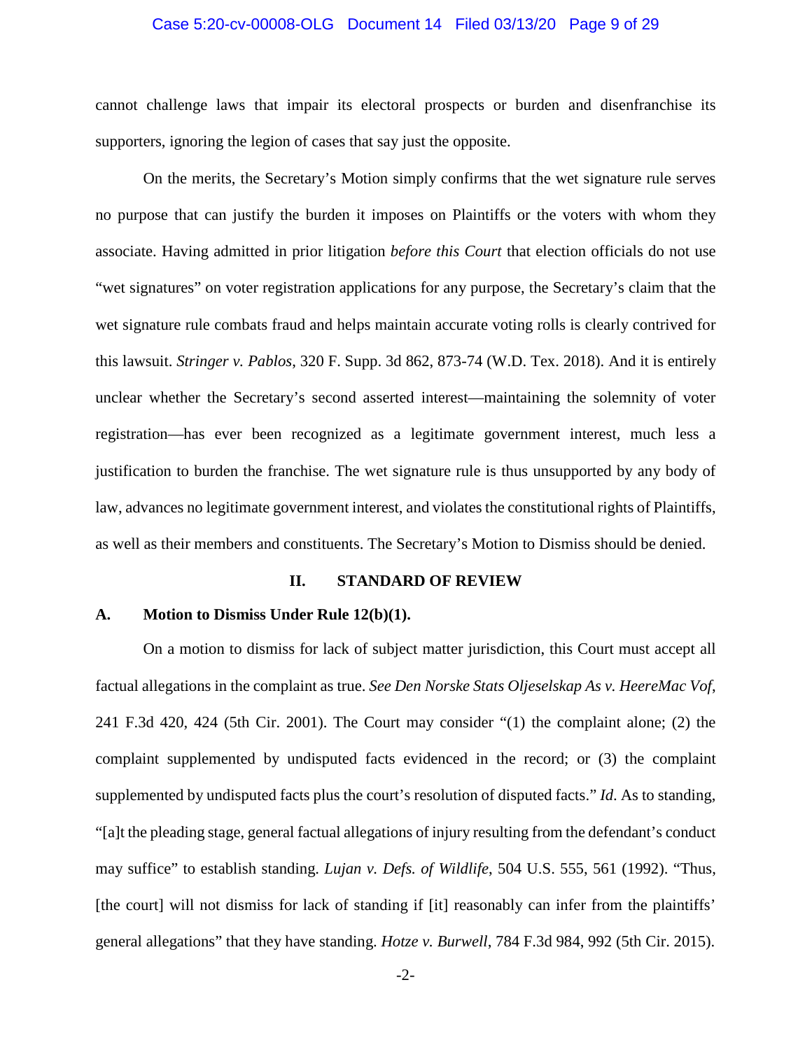cannot challenge laws that impair its electoral prospects or burden and disenfranchise its supporters, ignoring the legion of cases that say just the opposite.

On the merits, the Secretary's Motion simply confirms that the wet signature rule serves no purpose that can justify the burden it imposes on Plaintiffs or the voters with whom they associate. Having admitted in prior litigation *before this Court* that election officials do not use "wet signatures" on voter registration applications for any purpose, the Secretary's claim that the wet signature rule combats fraud and helps maintain accurate voting rolls is clearly contrived for this lawsuit. *Stringer v. Pablos*, 320 F. Supp. 3d 862, 873-74 (W.D. Tex. 2018). And it is entirely unclear whether the Secretary's second asserted interest—maintaining the solemnity of voter registration—has ever been recognized as a legitimate government interest, much less a justification to burden the franchise. The wet signature rule is thus unsupported by any body of law, advances no legitimate government interest, and violates the constitutional rights of Plaintiffs, as well as their members and constituents. The Secretary's Motion to Dismiss should be denied.

## II. STANDARD OF REVIEW

### A. Motion to Dismiss Under Rule 12(b)(1).

On a motion to dismiss for lack of subject matter jurisdiction, this Court must accept all factual allegations in the complaint as true. *See Den Norske Stats Oljeselskap As v. HeereMac Vof*, 241 F.3d 420, 424 (5th Cir. 2001). The Court may consider "(1) the complaint alone; (2) the complaint supplemented by undisputed facts evidenced in the record; or (3) the complaint supplemented by undisputed facts plus the court's resolution of disputed facts." *Id.* As to standing, "[a]t the pleading stage, general factual allegations of injury resulting from the defendant's conduct may suffice" to establish standing. *Lujan v. Defs. of Wildlife*, 504 U.S. 555, 561 (1992). "Thus, [the court] will not dismiss for lack of standing if [it] reasonably can infer from the plaintiffs' general allegations" that they have standing. *Hotze v. Burwell*, 784 F.3d 984, 992 (5th Cir. 2015).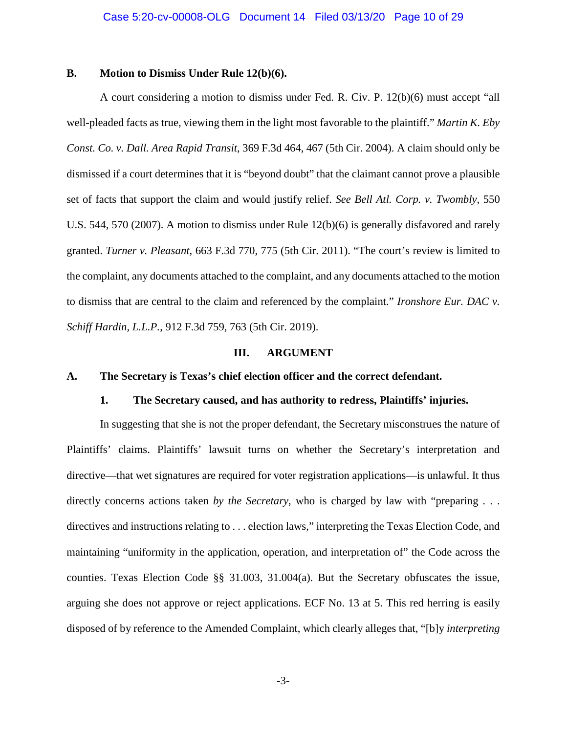## B. Motion to Dismiss Under Rule 12(b)(6).

A court considering a motion to dismiss under Fed. R. Civ. P. 12(b)(6) must accept "all well-pleaded facts as true, viewing them in the light most favorable to the plaintiff." *Martin K. Eby Const. Co. v. Dall. Area Rapid Transit*, 369 F.3d 464, 467 (5th Cir. 2004). A claim should only be dismissed if a court determines that it is "beyond doubt" that the claimant cannot prove a plausible set of facts that support the claim and would justify relief. *See Bell Atl. Corp. v. Twombly*, 550 U.S. 544, 570 (2007). A motion to dismiss under Rule 12(b)(6) is generally disfavored and rarely granted. *Turner v. Pleasant*, 663 F.3d 770, 775 (5th Cir. 2011). "The court's review is limited to the complaint, any documents attached to the complaint, and any documents attached to the motion to dismiss that are central to the claim and referenced by the complaint." *Ironshore Eur. DAC v. Schiff Hardin, L.L.P.*, 912 F.3d 759, 763 (5th Cir. 2019).

# III. ARGUMENT

## A. The Secretary is Texas's chief election officer and the correct defendant.

### 1. The Secretary caused, and has authority to redress, Plaintiffs' injuries.

In suggesting that she is not the proper defendant, the Secretary misconstrues the nature of Plaintiffs' claims. Plaintiffs' lawsuit turns on whether the Secretary's interpretation and directive—that wet signatures are required for voter registration applications—is unlawful. It thus directly concerns actions taken *by the Secretary*, who is charged by law with "preparing . . . directives and instructions relating to . . . election laws," interpreting the Texas Election Code, and maintaining "uniformity in the application, operation, and interpretation of" the Code across the counties. Texas Election Code §§ 31.003, 31.004(a). But the Secretary obfuscates the issue, arguing she does not approve or reject applications. ECF No. 13 at 5. This red herring is easily disposed of by reference to the Amended Complaint, which clearly alleges that, "[b]y *interpreting*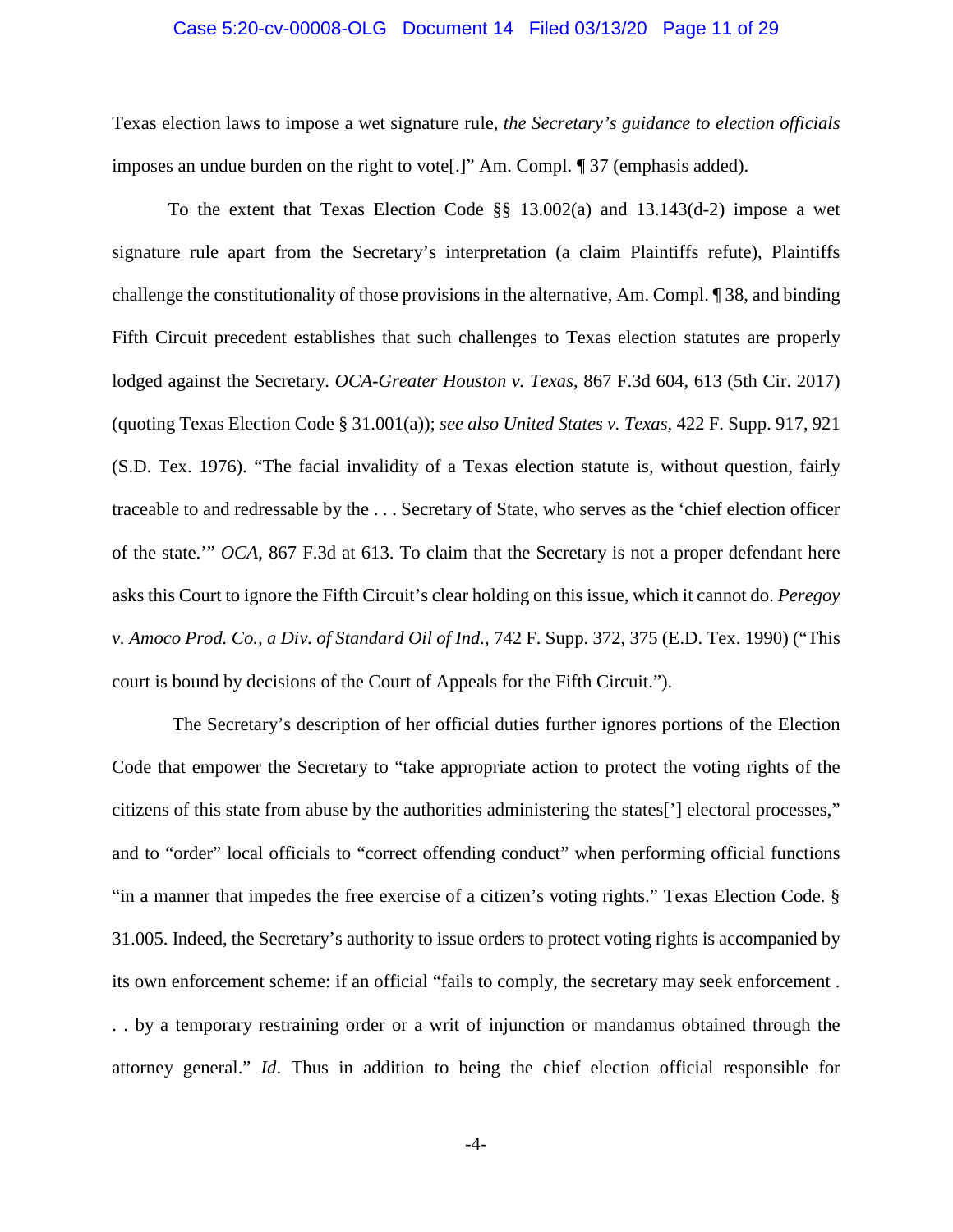Texas election laws to impose a wet signature rule, *the Secretary's guidance to election officials* imposes an undue burden on the right to vote[.]" Am. Compl. ¶ 37 (emphasis added).

To the extent that Texas Election Code §§ 13.002(a) and 13.143(d-2) impose a wet signature rule apart from the Secretary's interpretation (a claim Plaintiffs refute), Plaintiffs challenge the constitutionality of those provisions in the alternative, Am. Compl. ¶ 38, and binding Fifth Circuit precedent establishes that such challenges to Texas election statutes are properly lodged against the Secretary. *OCA-Greater Houston v. Texas*, 867 F.3d 604, 613 (5th Cir. 2017) (quoting Texas Election Code § 31.001(a)); *see also United States v. Texas*, 422 F. Supp. 917, 921 (S.D. Tex. 1976). "The facial invalidity of a Texas election statute is, without question, fairly traceable to and redressable by the . . . Secretary of State, who serves as the 'chief election officer of the state.'" *OCA*, 867 F.3d at 613. To claim that the Secretary is not a proper defendant here asks this Court to ignore the Fifth Circuit's clear holding on this issue, which it cannot do. *Peregoy v. Amoco Prod. Co., a Div. of Standard Oil of Ind.*, 742 F. Supp. 372, 375 (E.D. Tex. 1990) ("This court is bound by decisions of the Court of Appeals for the Fifth Circuit.").

The Secretary's description of her official duties further ignores portions of the Election Code that empower the Secretary to "take appropriate action to protect the voting rights of the citizens of this state from abuse by the authorities administering the states['] electoral processes," and to "order" local officials to "correct offending conduct" when performing official functions "in a manner that impedes the free exercise of a citizen's voting rights." Texas Election Code. § 31.005. Indeed, the Secretary's authority to issue orders to protect voting rights is accompanied by its own enforcement scheme: if an official "fails to comply, the secretary may seek enforcement . . . by a temporary restraining order or a writ of injunction or mandamus obtained through the attorney general." *Id*. Thus in addition to being the chief election official responsible for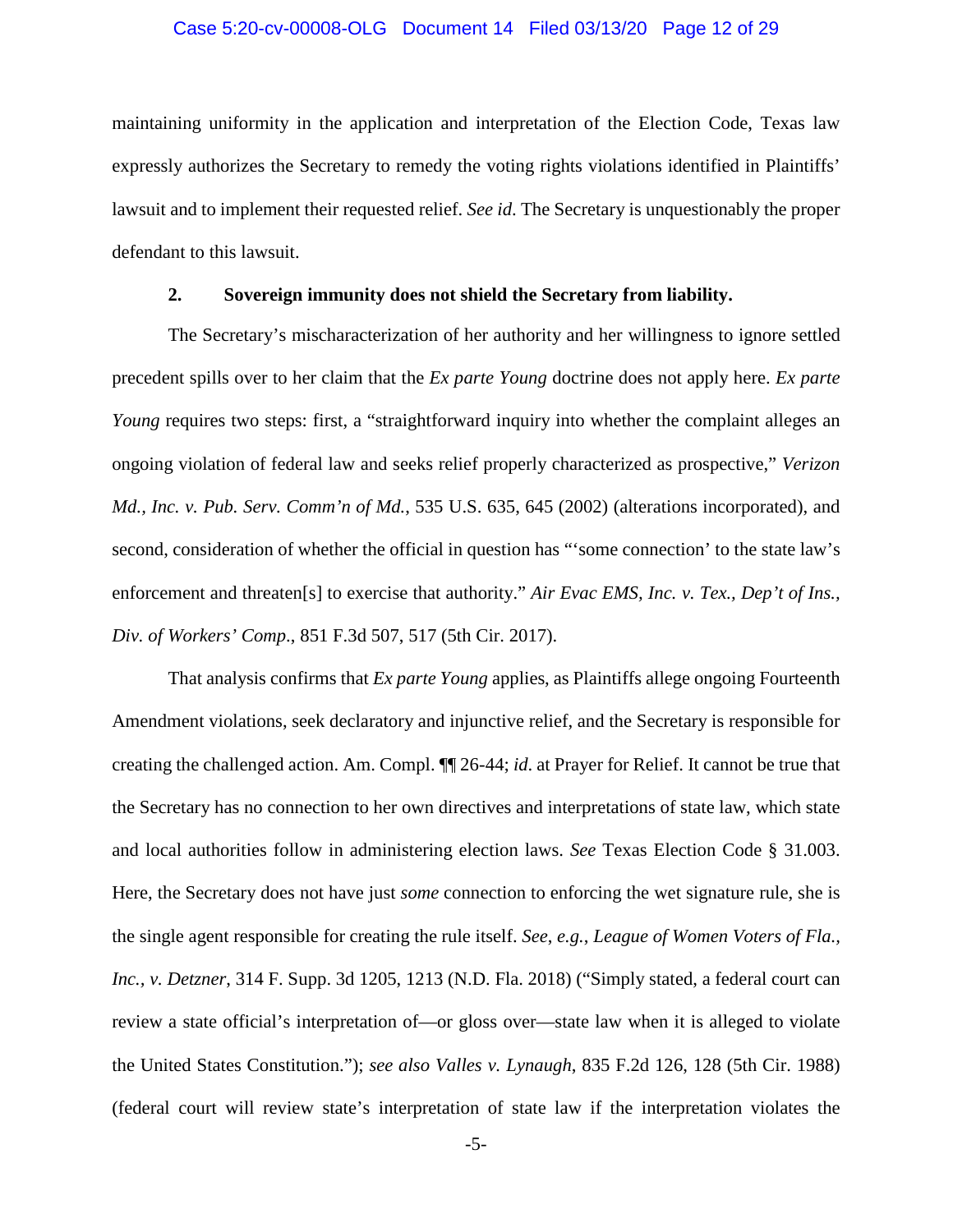maintaining uniformity in the application and interpretation of the Election Code, Texas law expressly authorizes the Secretary to remedy the voting rights violations identified in Plaintiffs' lawsuit and to implement their requested relief. *See id*. The Secretary is unquestionably the proper defendant to this lawsuit.

### 2. Sovereign immunity does not shield the Secretary from liability.

The Secretary's mischaracterization of her authority and her willingness to ignore settled precedent spills over to her claim that the *Ex parte Young* doctrine does not apply here. *Ex parte Young* requires two steps: first, a "straightforward inquiry into whether the complaint alleges an ongoing violation of federal law and seeks relief properly characterized as prospective," *Verizon Md., Inc. v. Pub. Serv. Comm'n of Md.*, 535 U.S. 635, 645 (2002) (alterations incorporated), and second, consideration of whether the official in question has "'some connection' to the state law's enforcement and threaten[s] to exercise that authority." *Air Evac EMS, Inc. v. Tex., Dep't of Ins., Div. of Workers' Comp.*, 851 F.3d 507, 517 (5th Cir. 2017).

That analysis confirms that *Ex parte Young* applies, as Plaintiffs allege ongoing Fourteenth Amendment violations, seek declaratory and injunctive relief, and the Secretary is responsible for creating the challenged action. Am. Compl. ¶¶ 26-44; *id*. at Prayer for Relief. It cannot be true that the Secretary has no connection to her own directives and interpretations of state law, which state and local authorities follow in administering election laws. *See* Texas Election Code § 31.003. Here, the Secretary does not have just *some* connection to enforcing the wet signature rule, she is the single agent responsible for creating the rule itself. *See, e.g.*, *League of Women Voters of Fla., Inc., v. Detzner*, 314 F. Supp. 3d 1205, 1213 (N.D. Fla. 2018) ("Simply stated, a federal court can review a state official's interpretation of—or gloss over—state law when it is alleged to violate the United States Constitution."); *see also Valles v. Lynaugh*, 835 F.2d 126, 128 (5th Cir. 1988) (federal court will review state's interpretation of state law if the interpretation violates the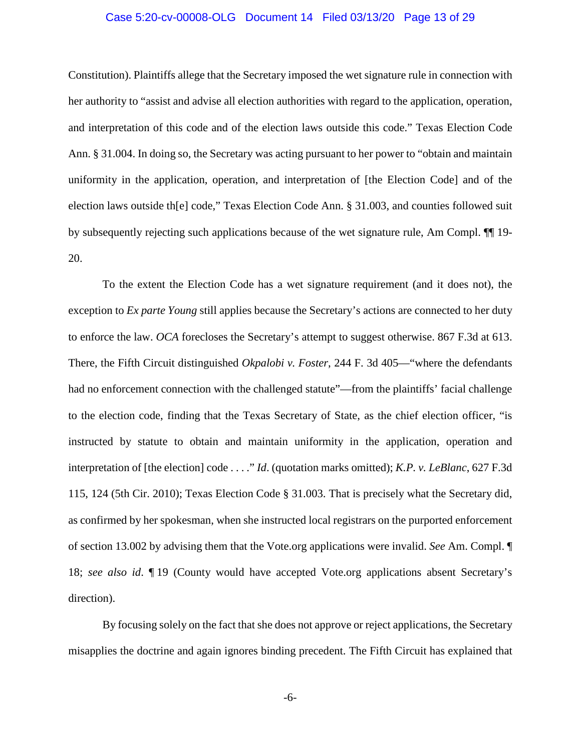Constitution). Plaintiffs allege that the Secretary imposed the wet signature rule in connection with her authority to "assist and advise all election authorities with regard to the application, operation, and interpretation of this code and of the election laws outside this code." Texas Election Code Ann. § 31.004. In doing so, the Secretary was acting pursuant to her power to "obtain and maintain uniformity in the application, operation, and interpretation of [the Election Code] and of the election laws outside th[e] code," Texas Election Code Ann. § 31.003, and counties followed suit by subsequently rejecting such applications because of the wet signature rule, Am Compl. ¶¶ 19-20.

To the extent the Election Code has a wet signature requirement (and it does not), the exception to *Ex parte Young* still applies because the Secretary's actions are connected to her duty to enforce the law. *OCA* forecloses the Secretary's attempt to suggest otherwise. 867 F.3d at 613. There, the Fifth Circuit distinguished *Okpalobi v. Foster*, 244 F. 3d 405—"where the defendants had no enforcement connection with the challenged statute"—from the plaintiffs' facial challenge to the election code, finding that the Texas Secretary of State, as the chief election officer, "is instructed by statute to obtain and maintain uniformity in the application, operation and interpretation of [the election] code . . . ." *Id*. (quotation marks omitted); *K.P. v. LeBlanc*, 627 F.3d 115, 124 (5th Cir. 2010); Texas Election Code § 31.003. That is precisely what the Secretary did, as confirmed by her spokesman, when she instructed local registrars on the purported enforcement of section 13.002 by advising them that the Vote.org applications were invalid. *See* Am. Compl. ¶ 18; *see also id*. ¶ 19 (County would have accepted Vote.org applications absent Secretary's direction).

By focusing solely on the fact that she does not approve or reject applications, the Secretary misapplies the doctrine and again ignores binding precedent. The Fifth Circuit has explained that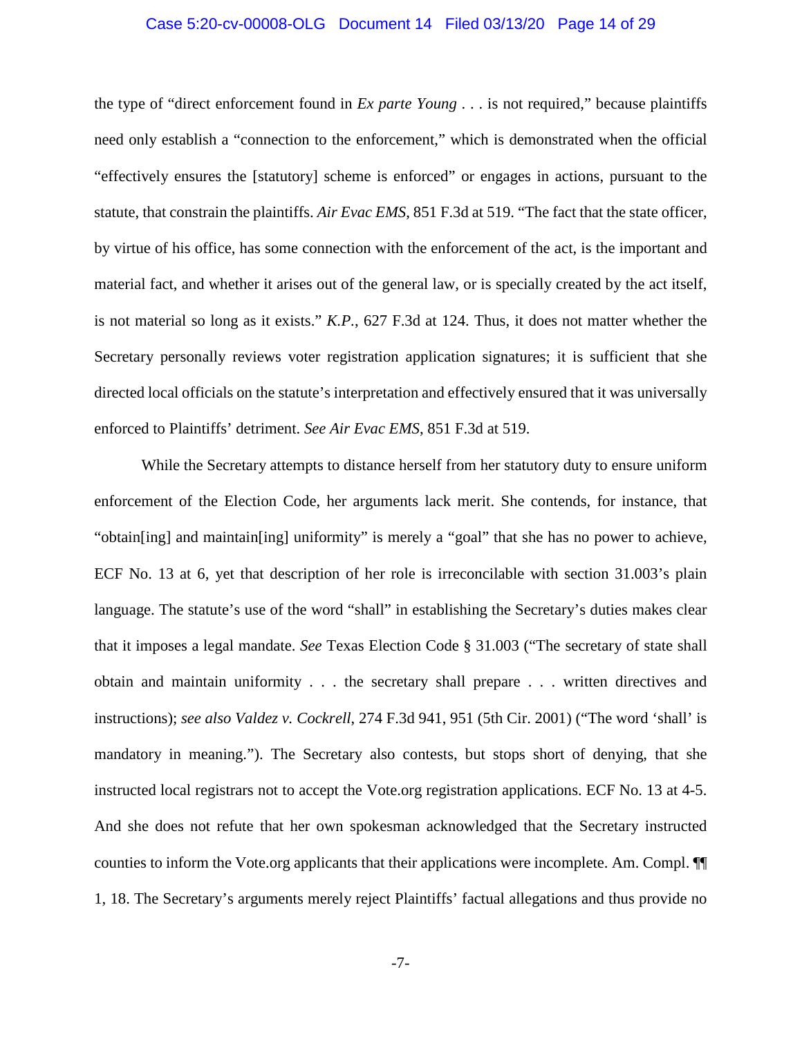the type of "direct enforcement found in *Ex parte Young* . . . is not required," because plaintiffs need only establish a "connection to the enforcement," which is demonstrated when the official "effectively ensures the [statutory] scheme is enforced" or engages in actions, pursuant to the statute, that constrain the plaintiffs. *Air Evac EMS*, 851 F.3d at 519. "The fact that the state officer, by virtue of his office, has some connection with the enforcement of the act, is the important and material fact, and whether it arises out of the general law, or is specially created by the act itself, is not material so long as it exists." *K.P.*, 627 F.3d at 124. Thus, it does not matter whether the Secretary personally reviews voter registration application signatures; it is sufficient that she directed local officials on the statute's interpretation and effectively ensured that it was universally enforced to Plaintiffs' detriment. *See Air Evac EMS*, 851 F.3d at 519.

While the Secretary attempts to distance herself from her statutory duty to ensure uniform enforcement of the Election Code, her arguments lack merit. She contends, for instance, that "obtain[ing] and maintain[ing] uniformity" is merely a "goal" that she has no power to achieve, ECF No. 13 at 6, yet that description of her role is irreconcilable with section 31.003's plain language. The statute's use of the word "shall" in establishing the Secretary's duties makes clear that it imposes a legal mandate. *See* Texas Election Code § 31.003 ("The secretary of state shall obtain and maintain uniformity . . . the secretary shall prepare . . . written directives and instructions); *see also Valdez v. Cockrell*, 274 F.3d 941, 951 (5th Cir. 2001) ("The word 'shall' is mandatory in meaning."). The Secretary also contests, but stops short of denying, that she instructed local registrars not to accept the Vote.org registration applications. ECF No. 13 at 4-5. And she does not refute that her own spokesman acknowledged that the Secretary instructed counties to inform the Vote.org applicants that their applications were incomplete. Am. Compl. ¶¶ 1, 18. The Secretary's arguments merely reject Plaintiffs' factual allegations and thus provide no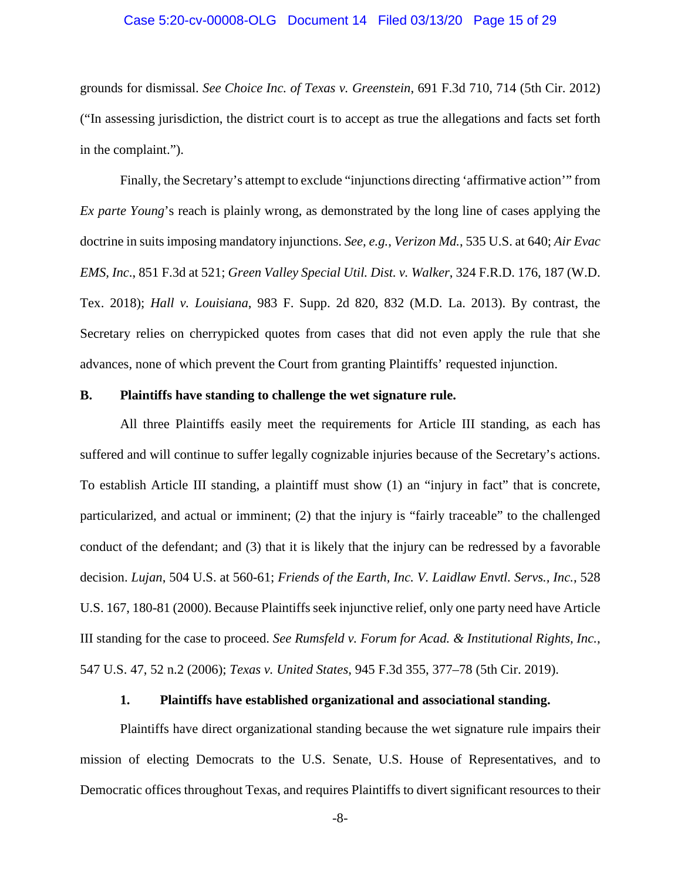grounds for dismissal. *See Choice Inc. of Texas v. Greenstein*, 691 F.3d 710, 714 (5th Cir. 2012) ("In assessing jurisdiction, the district court is to accept as true the allegations and facts set forth in the complaint.").

Finally, the Secretary's attempt to exclude "injunctions directing 'affirmative action'" from *Ex parte Young*'s reach is plainly wrong, as demonstrated by the long line of cases applying the doctrine in suits imposing mandatory injunctions. *See, e.g.*, *Verizon Md.*, 535 U.S. at 640; *Air Evac EMS, Inc*., 851 F.3d at 521; *Green Valley Special Util. Dist. v. Walker*, 324 F.R.D. 176, 187 (W.D. Tex. 2018); *Hall v. Louisiana*, 983 F. Supp. 2d 820, 832 (M.D. La. 2013). By contrast, the Secretary relies on cherrypicked quotes from cases that did not even apply the rule that she advances, none of which prevent the Court from granting Plaintiffs' requested injunction.

**B. Plaintiffs have standing to challenge the wet signature rule.**

All three Plaintiffs easily meet the requirements for Article III standing, as each has suffered and will continue to suffer legally cognizable injuries because of the Secretary's actions. To establish Article III standing, a plaintiff must show (1) an "injury in fact" that is concrete, particularized, and actual or imminent; (2) that the injury is "fairly traceable" to the challenged conduct of the defendant; and (3) that it is likely that the injury can be redressed by a favorable decision. *Lujan*, 504 U.S. at 560-61; *Friends of the Earth, Inc. V. Laidlaw Envtl. Servs., Inc.*, 528 U.S. 167, 180-81 (2000). Because Plaintiffs seek injunctive relief, only one party need have Article III standing for the case to proceed. *See Rumsfeld v. Forum for Acad. & Institutional Rights, Inc.*, 547 U.S. 47, 52 n.2 (2006); *Texas v. United States*, 945 F.3d 355, 377–78 (5th Cir. 2019).

**1. Plaintiffs have established organizational and associational standing.**

Plaintiffs have direct organizational standing because the wet signature rule impairs their mission of electing Democrats to the U.S. Senate, U.S. House of Representatives, and to Democratic offices throughout Texas, and requires Plaintiffs to divert significant resources to their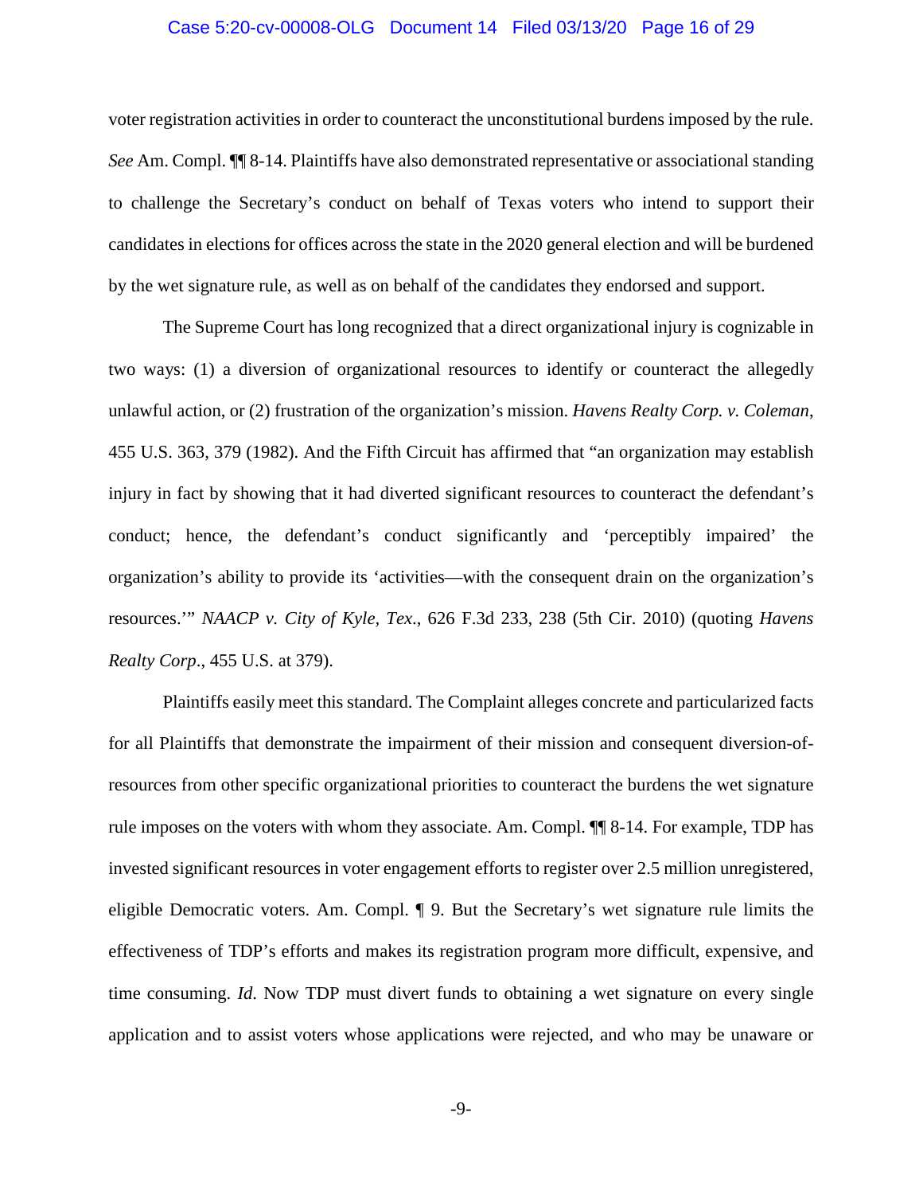voter registration activities in order to counteract the unconstitutional burdens imposed by the rule. *See* Am. Compl. ¶¶ 8-14. Plaintiffs have also demonstrated representative or associational standing to challenge the Secretary's conduct on behalf of Texas voters who intend to support their candidates in elections for offices across the state in the 2020 general election and will be burdened by the wet signature rule, as well as on behalf of the candidates they endorsed and support.

The Supreme Court has long recognized that a direct organizational injury is cognizable in two ways: (1) a diversion of organizational resources to identify or counteract the allegedly unlawful action, or (2) frustration of the organization's mission. *Havens Realty Corp. v. Coleman*, 455 U.S. 363, 379 (1982). And the Fifth Circuit has affirmed that "an organization may establish injury in fact by showing that it had diverted significant resources to counteract the defendant's conduct; hence, the defendant's conduct significantly and 'perceptibly impaired' the organization's ability to provide its 'activities—with the consequent drain on the organization's resources.'" *NAACP v. City of Kyle, Tex.*, 626 F.3d 233, 238 (5th Cir. 2010) (quoting *Havens Realty Corp*., 455 U.S. at 379).

Plaintiffs easily meet this standard. The Complaint alleges concrete and particularized facts for all Plaintiffs that demonstrate the impairment of their mission and consequent diversion-of-resources from other specific organizational priorities to counteract the burdens the wet signature rule imposes on the voters with whom they associate. Am. Compl. ¶¶ 8-14. For example, TDP has invested significant resources in voter engagement efforts to register over 2.5 million unregistered, eligible Democratic voters. Am. Compl. ¶ 9. But the Secretary's wet signature rule limits the effectiveness of TDP's efforts and makes its registration program more difficult, expensive, and time consuming. *Id*. Now TDP must divert funds to obtaining a wet signature on every single application and to assist voters whose applications were rejected, and who may be unaware or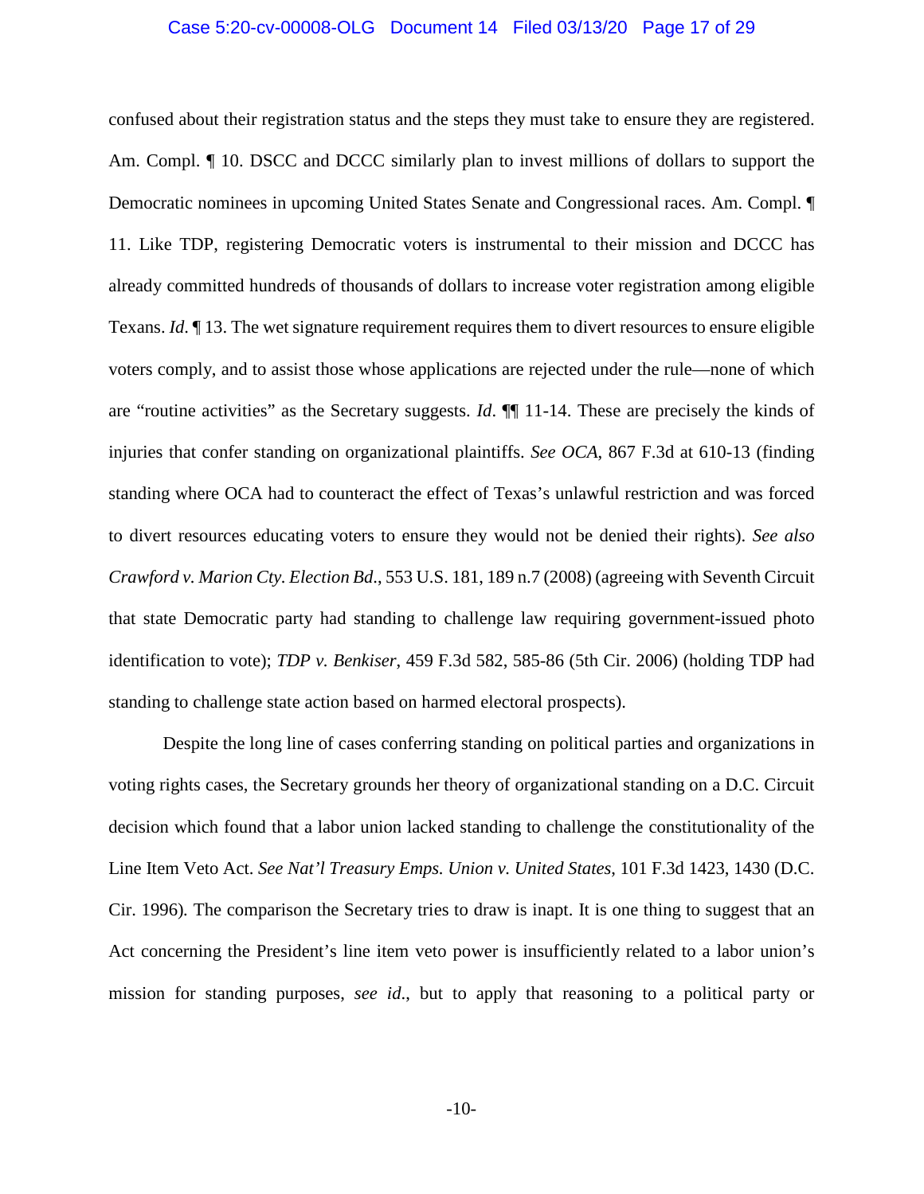confused about their registration status and the steps they must take to ensure they are registered. Am. Compl. ¶ 10. DSCC and DCCC similarly plan to invest millions of dollars to support the Democratic nominees in upcoming United States Senate and Congressional races. Am. Compl. ¶ 11. Like TDP, registering Democratic voters is instrumental to their mission and DCCC has already committed hundreds of thousands of dollars to increase voter registration among eligible Texans. *Id*. ¶ 13. The wet signature requirement requires them to divert resources to ensure eligible voters comply, and to assist those whose applications are rejected under the rule—none of which are "routine activities" as the Secretary suggests. *Id*. ¶¶ 11-14. These are precisely the kinds of injuries that confer standing on organizational plaintiffs. *See OCA*, 867 F.3d at 610-13 (finding standing where OCA had to counteract the effect of Texas's unlawful restriction and was forced to divert resources educating voters to ensure they would not be denied their rights). *See also Crawford v. Marion Cty. Election Bd*., 553 U.S. 181, 189 n.7 (2008) (agreeing with Seventh Circuit that state Democratic party had standing to challenge law requiring government-issued photo identification to vote); *TDP v. Benkiser*, 459 F.3d 582, 585-86 (5th Cir. 2006) (holding TDP had standing to challenge state action based on harmed electoral prospects).

Despite the long line of cases conferring standing on political parties and organizations in voting rights cases, the Secretary grounds her theory of organizational standing on a D.C. Circuit decision which found that a labor union lacked standing to challenge the constitutionality of the Line Item Veto Act. *See Nat'l Treasury Emps. Union v. United States*, 101 F.3d 1423, 1430 (D.C. Cir. 1996). The comparison the Secretary tries to draw is inapt. It is one thing to suggest that an Act concerning the President's line item veto power is insufficiently related to a labor union's mission for standing purposes, *see id*., but to apply that reasoning to a political party or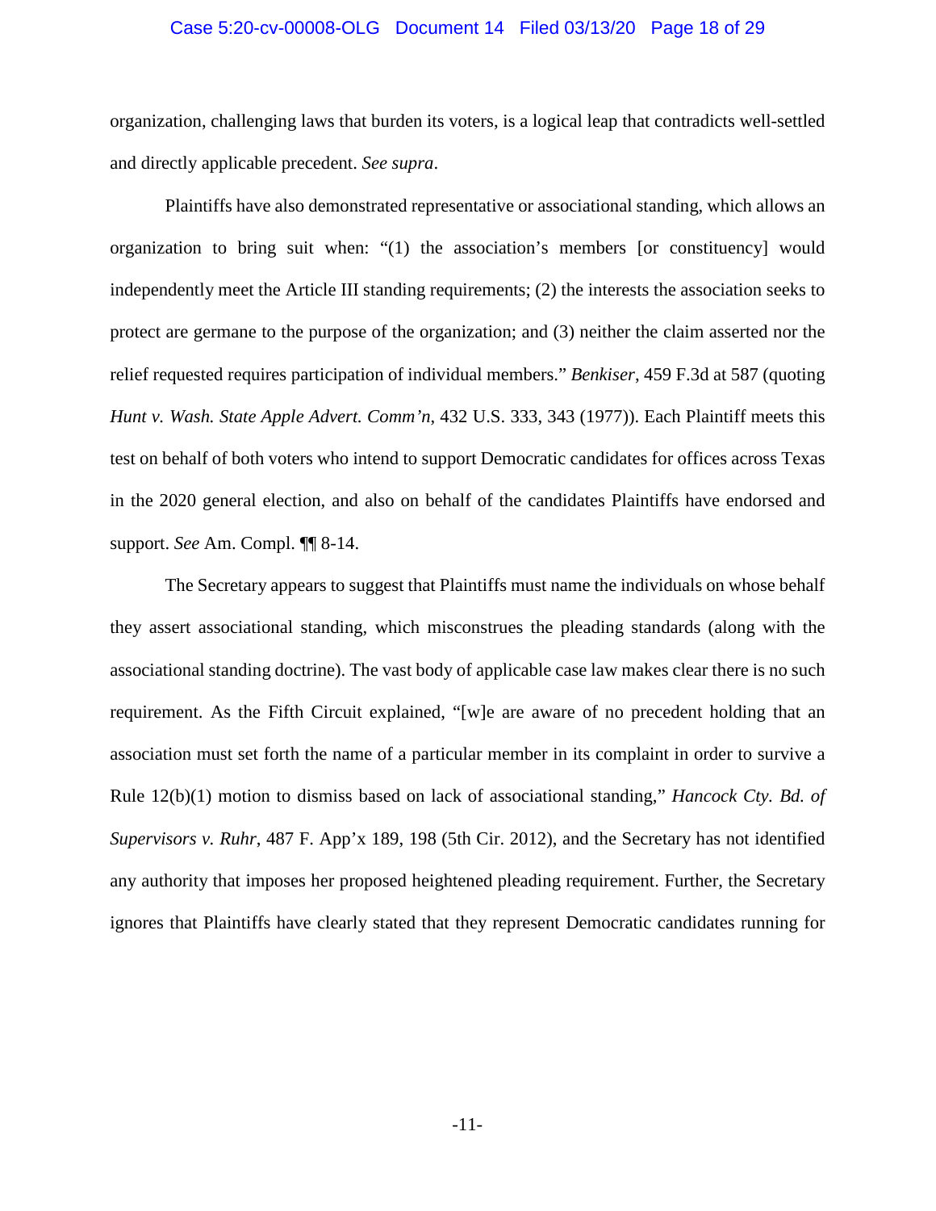organization, challenging laws that burden its voters, is a logical leap that contradicts well-settled and directly applicable precedent. *See supra*.

Plaintiffs have also demonstrated representative or associational standing, which allows an organization to bring suit when: "(1) the association's members [or constituency] would independently meet the Article III standing requirements; (2) the interests the association seeks to protect are germane to the purpose of the organization; and (3) neither the claim asserted nor the relief requested requires participation of individual members." *Benkiser*, 459 F.3d at 587 (quoting *Hunt v. Wash. State Apple Advert. Comm'n*, 432 U.S. 333, 343 (1977)). Each Plaintiff meets this test on behalf of both voters who intend to support Democratic candidates for offices across Texas in the 2020 general election, and also on behalf of the candidates Plaintiffs have endorsed and support. *See* Am. Compl. ¶¶ 8-14.

The Secretary appears to suggest that Plaintiffs must name the individuals on whose behalf they assert associational standing, which misconstrues the pleading standards (along with the associational standing doctrine). The vast body of applicable case law makes clear there is no such requirement. As the Fifth Circuit explained, "[w]e are aware of no precedent holding that an association must set forth the name of a particular member in its complaint in order to survive a Rule 12(b)(1) motion to dismiss based on lack of associational standing," *Hancock Cty. Bd. of Supervisors v. Ruhr*, 487 F. App'x 189, 198 (5th Cir. 2012), and the Secretary has not identified any authority that imposes her proposed heightened pleading requirement. Further, the Secretary ignores that Plaintiffs have clearly stated that they represent Democratic candidates running for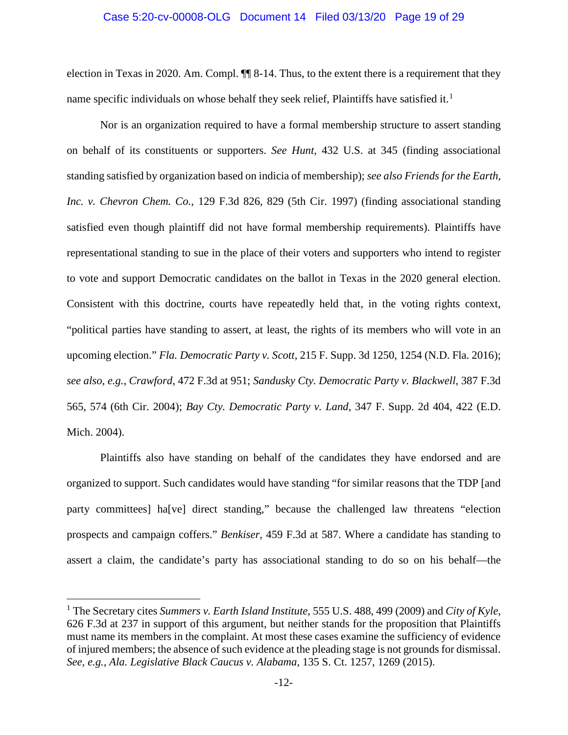election in Texas in 2020. Am. Compl. ¶¶ 8-14. Thus, to the extent there is a requirement that they name specific individuals on whose behalf they seek relief, Plaintiffs have satisfied it.[1]

Nor is an organization required to have a formal membership structure to assert standing on behalf of its constituents or supporters. *See Hunt*, 432 U.S. at 345 (finding associational standing satisfied by organization based on indicia of membership); *see also Friends for the Earth, Inc. v. Chevron Chem. Co.*, 129 F.3d 826, 829 (5th Cir. 1997) (finding associational standing satisfied even though plaintiff did not have formal membership requirements). Plaintiffs have representational standing to sue in the place of their voters and supporters who intend to register to vote and support Democratic candidates on the ballot in Texas in the 2020 general election. Consistent with this doctrine, courts have repeatedly held that, in the voting rights context, "political parties have standing to assert, at least, the rights of its members who will vote in an upcoming election." *Fla. Democratic Party v. Scott*, 215 F. Supp. 3d 1250, 1254 (N.D. Fla. 2016); *see also, e.g.*, *Crawford*, 472 F.3d at 951; *Sandusky Cty. Democratic Party v. Blackwell*, 387 F.3d 565, 574 (6th Cir. 2004); *Bay Cty. Democratic Party v. Land*, 347 F. Supp. 2d 404, 422 (E.D. Mich. 2004).

Plaintiffs also have standing on behalf of the candidates they have endorsed and are organized to support. Such candidates would have standing "for similar reasons that the TDP [and party committees] ha[ve] direct standing," because the challenged law threatens "election prospects and campaign coffers." *Benkiser*, 459 F.3d at 587. Where a candidate has standing to assert a claim, the candidate's party has associational standing to do so on his behalf—the

---

[1] The Secretary cites *Summers v. Earth Island Institute*, 555 U.S. 488, 499 (2009) and *City of Kyle*, 626 F.3d at 237 in support of this argument, but neither stands for the proposition that Plaintiffs must name its members in the complaint. At most these cases examine the sufficiency of evidence of injured members; the absence of such evidence at the pleading stage is not grounds for dismissal. *See, e.g.*, *Ala. Legislative Black Caucus v. Alabama*, 135 S. Ct. 1257, 1269 (2015).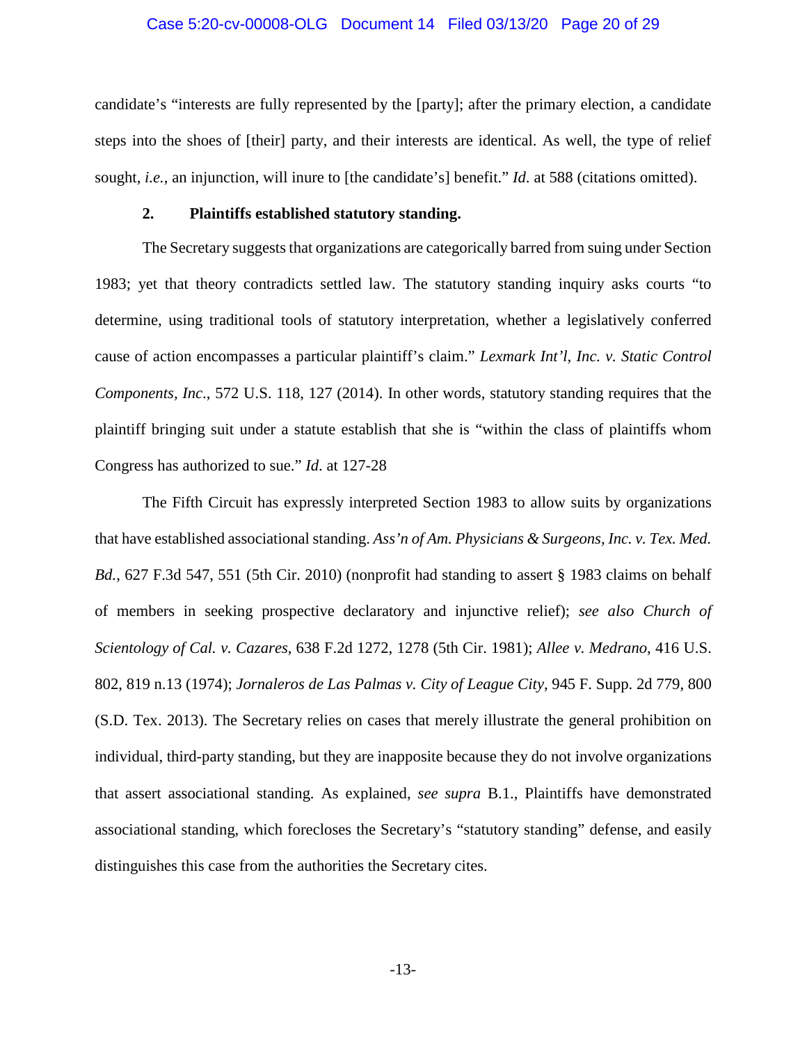candidate's "interests are fully represented by the [party]; after the primary election, a candidate steps into the shoes of [their] party, and their interests are identical. As well, the type of relief sought, *i.e.*, an injunction, will inure to [the candidate's] benefit." *Id.* at 588 (citations omitted).

### 2. Plaintiffs established statutory standing.

The Secretary suggests that organizations are categorically barred from suing under Section 1983; yet that theory contradicts settled law. The statutory standing inquiry asks courts "to determine, using traditional tools of statutory interpretation, whether a legislatively conferred cause of action encompasses a particular plaintiff's claim." *Lexmark Int'l, Inc. v. Static Control Components, Inc*., 572 U.S. 118, 127 (2014). In other words, statutory standing requires that the plaintiff bringing suit under a statute establish that she is "within the class of plaintiffs whom Congress has authorized to sue." *Id*. at 127-28

The Fifth Circuit has expressly interpreted Section 1983 to allow suits by organizations that have established associational standing. *Ass'n of Am. Physicians & Surgeons, Inc. v. Tex. Med. Bd.*, 627 F.3d 547, 551 (5th Cir. 2010) (nonprofit had standing to assert § 1983 claims on behalf of members in seeking prospective declaratory and injunctive relief); *see also Church of Scientology of Cal. v. Cazares*, 638 F.2d 1272, 1278 (5th Cir. 1981); *Allee v. Medrano*, 416 U.S. 802, 819 n.13 (1974); *Jornaleros de Las Palmas v. City of League City*, 945 F. Supp. 2d 779, 800 (S.D. Tex. 2013). The Secretary relies on cases that merely illustrate the general prohibition on individual, third-party standing, but they are inapposite because they do not involve organizations that assert associational standing. As explained, *see supra* B.1., Plaintiffs have demonstrated associational standing, which forecloses the Secretary's "statutory standing" defense, and easily distinguishes this case from the authorities the Secretary cites.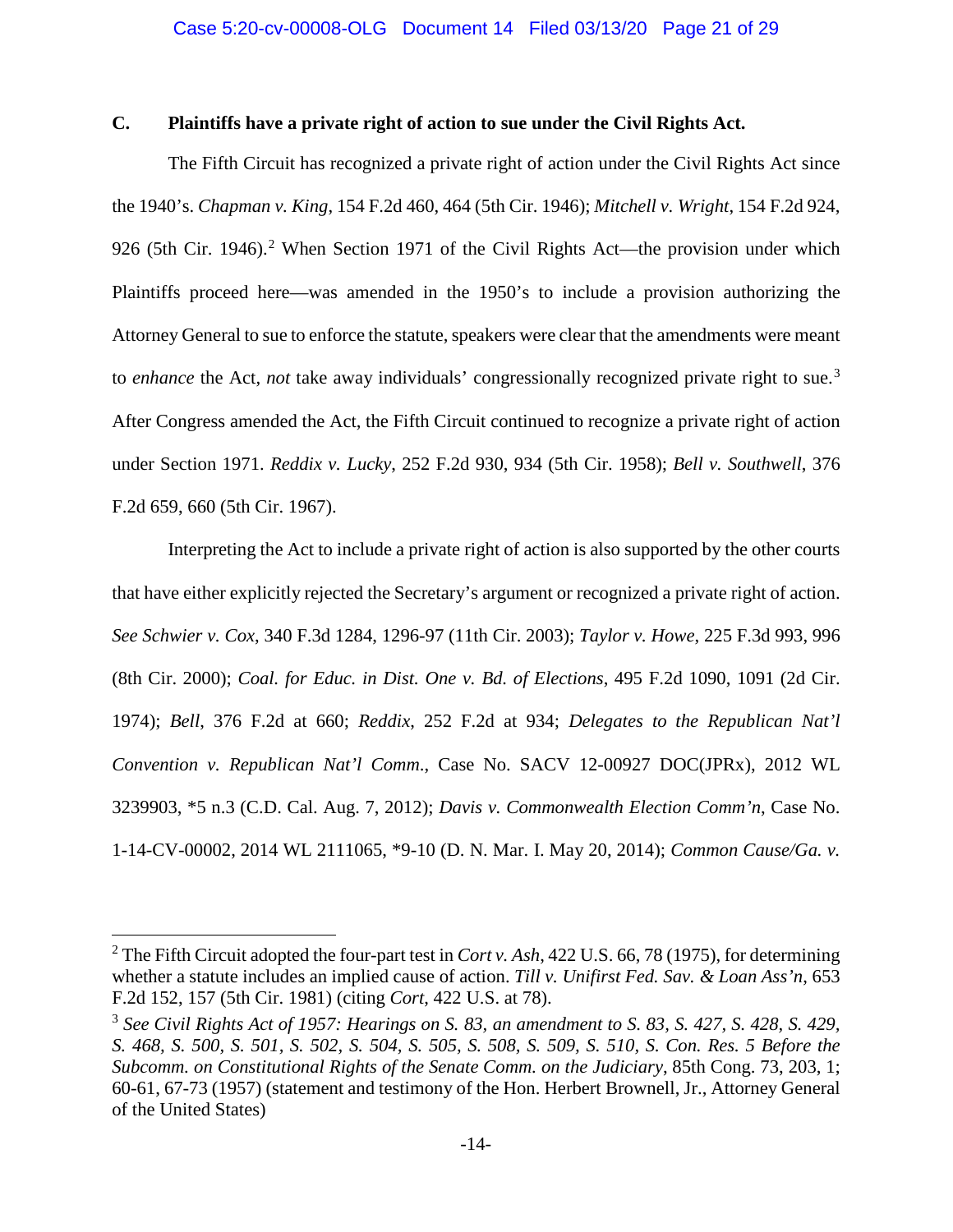### C. Plaintiffs have a private right of action to sue under the Civil Rights Act.

The Fifth Circuit has recognized a private right of action under the Civil Rights Act since the 1940's. *Chapman v. King*, 154 F.2d 460, 464 (5th Cir. 1946); *Mitchell v. Wright*, 154 F.2d 924, 926 (5th Cir. 1946).[2] When Section 1971 of the Civil Rights Act—the provision under which Plaintiffs proceed here—was amended in the 1950's to include a provision authorizing the Attorney General to sue to enforce the statute, speakers were clear that the amendments were meant to *enhance* the Act, *not* take away individuals' congressionally recognized private right to sue.[3] After Congress amended the Act, the Fifth Circuit continued to recognize a private right of action under Section 1971. *Reddix v. Lucky*, 252 F.2d 930, 934 (5th Cir. 1958); *Bell v. Southwell*, 376 F.2d 659, 660 (5th Cir. 1967).

Interpreting the Act to include a private right of action is also supported by the other courts that have either explicitly rejected the Secretary's argument or recognized a private right of action. *See Schwier v. Cox*, 340 F.3d 1284, 1296-97 (11th Cir. 2003); *Taylor v. Howe*, 225 F.3d 993, 996 (8th Cir. 2000); *Coal. for Educ. in Dist. One v. Bd. of Elections*, 495 F.2d 1090, 1091 (2d Cir. 1974); *Bell*, 376 F.2d at 660; *Reddix*, 252 F.2d at 934; *Delegates to the Republican Nat'l Convention v. Republican Nat'l Comm*., Case No. SACV 12-00927 DOC(JPRx), 2012 WL 3239903, *5 n.3 (C.D. Cal. Aug. 7, 2012); *Davis v. Commonwealth Election Comm'n*, Case No. 1-14-CV-00002, 2014 WL 2111065, *9-10 (D. N. Mar. I. May 20, 2014); *Common Cause/Ga. v.*

---

[2] The Fifth Circuit adopted the four-part test in *Cort v. Ash*, 422 U.S. 66, 78 (1975), for determining whether a statute includes an implied cause of action. *Till v. Unifirst Fed. Sav. & Loan Ass'n*, 653 F.2d 152, 157 (5th Cir. 1981) (citing *Cort*, 422 U.S. at 78).

[3] *See Civil Rights Act of 1957: Hearings on S. 83, an amendment to S. 83, S. 427, S. 428, S. 429, S. 468, S. 500, S. 501, S. 502, S. 504, S. 505, S. 508, S. 509, S. 510, S. Con. Res. 5 Before the Subcomm. on Constitutional Rights of the Senate Comm. on the Judiciary*, 85th Cong. 73, 203, 1; 60-61, 67-73 (1957) (statement and testimony of the Hon. Herbert Brownell, Jr., Attorney General of the United States)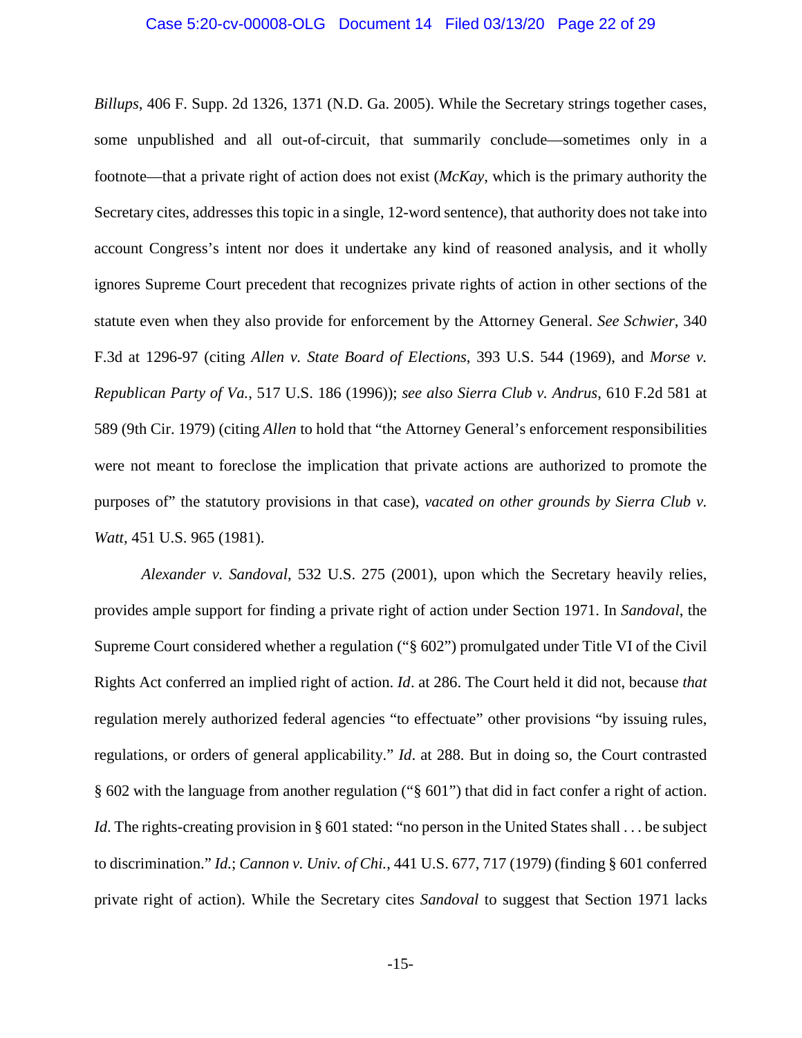*Billups*, 406 F. Supp. 2d 1326, 1371 (N.D. Ga. 2005). While the Secretary strings together cases, some unpublished and all out-of-circuit, that summarily conclude—sometimes only in a footnote—that a private right of action does not exist (*McKay*, which is the primary authority the Secretary cites, addresses this topic in a single, 12-word sentence), that authority does not take into account Congress's intent nor does it undertake any kind of reasoned analysis, and it wholly ignores Supreme Court precedent that recognizes private rights of action in other sections of the statute even when they also provide for enforcement by the Attorney General. *See Schwier*, 340 F.3d at 1296-97 (citing *Allen v. State Board of Elections*, 393 U.S. 544 (1969), and *Morse v. Republican Party of Va.*, 517 U.S. 186 (1996)); *see also Sierra Club v. Andrus*, 610 F.2d 581 at 589 (9th Cir. 1979) (citing *Allen* to hold that "the Attorney General's enforcement responsibilities were not meant to foreclose the implication that private actions are authorized to promote the purposes of" the statutory provisions in that case), *vacated on other grounds by Sierra Club v. Watt*, 451 U.S. 965 (1981).

*Alexander v. Sandoval*, 532 U.S. 275 (2001), upon which the Secretary heavily relies, provides ample support for finding a private right of action under Section 1971. In *Sandoval*, the Supreme Court considered whether a regulation ("§ 602") promulgated under Title VI of the Civil Rights Act conferred an implied right of action. *Id*. at 286. The Court held it did not, because *that* regulation merely authorized federal agencies "to effectuate" other provisions "by issuing rules, regulations, or orders of general applicability." *Id*. at 288. But in doing so, the Court contrasted § 602 with the language from another regulation ("§ 601") that did in fact confer a right of action. *Id.* The rights-creating provision in § 601 stated: "no person in the United States shall . . . be subject to discrimination." *Id.*; *Cannon v. Univ. of Chi.*, 441 U.S. 677, 717 (1979) (finding § 601 conferred private right of action). While the Secretary cites *Sandoval* to suggest that Section 1971 lacks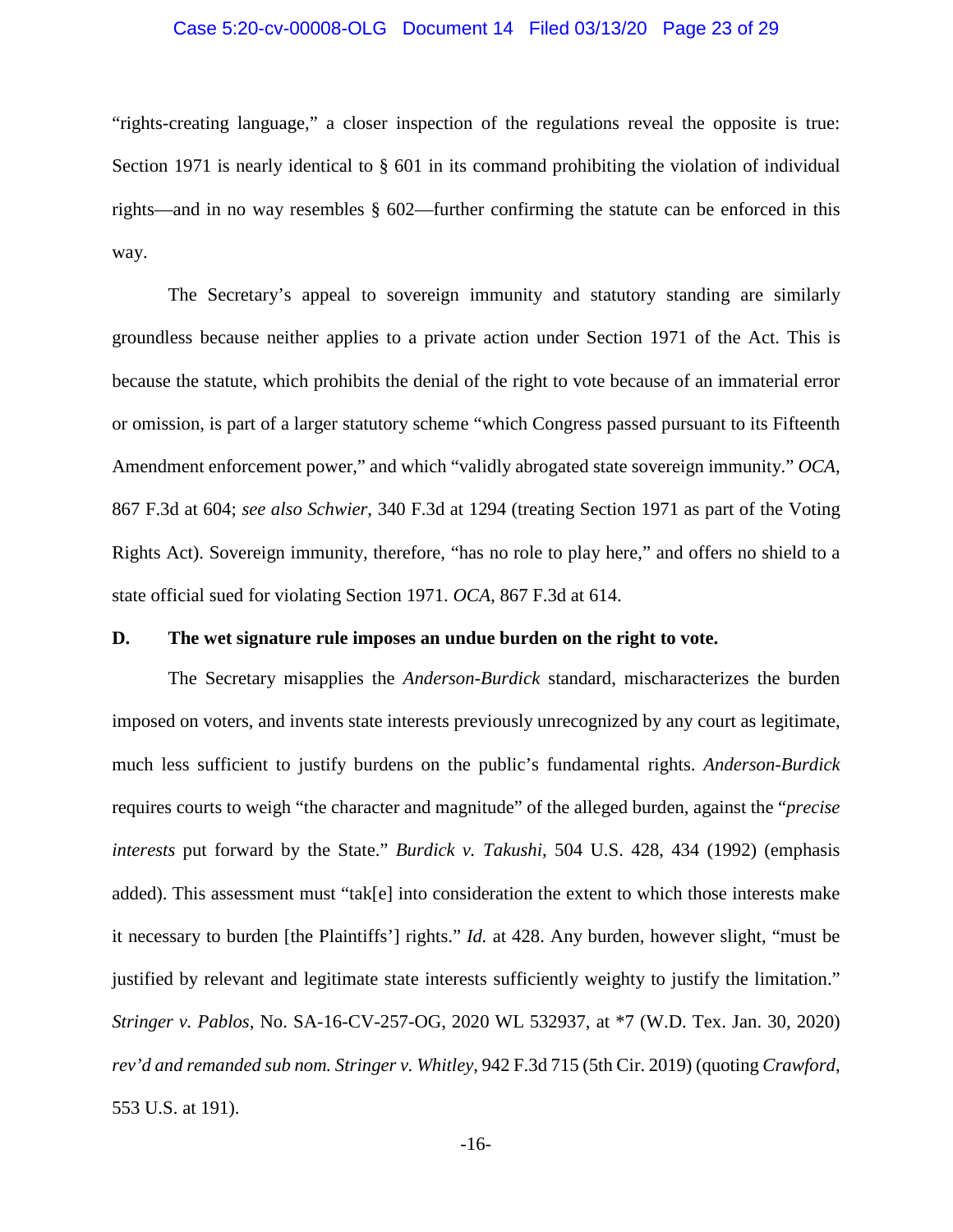"rights-creating language," a closer inspection of the regulations reveal the opposite is true: Section 1971 is nearly identical to § 601 in its command prohibiting the violation of individual rights—and in no way resembles § 602—further confirming the statute can be enforced in this way.

The Secretary's appeal to sovereign immunity and statutory standing are similarly groundless because neither applies to a private action under Section 1971 of the Act. This is because the statute, which prohibits the denial of the right to vote because of an immaterial error or omission, is part of a larger statutory scheme "which Congress passed pursuant to its Fifteenth Amendment enforcement power," and which "validly abrogated state sovereign immunity." *OCA*, 867 F.3d at 604; *see also Schwier*, 340 F.3d at 1294 (treating Section 1971 as part of the Voting Rights Act). Sovereign immunity, therefore, "has no role to play here," and offers no shield to a state official sued for violating Section 1971. *OCA*, 867 F.3d at 614.

### D. The wet signature rule imposes an undue burden on the right to vote.

The Secretary misapplies the *Anderson-Burdick* standard, mischaracterizes the burden imposed on voters, and invents state interests previously unrecognized by any court as legitimate, much less sufficient to justify burdens on the public's fundamental rights. *Anderson-Burdick* requires courts to weigh "the character and magnitude" of the alleged burden, against the "*precise interests* put forward by the State." *Burdick v. Takushi*, 504 U.S. 428, 434 (1992) (emphasis added). This assessment must "tak[e] into consideration the extent to which those interests make it necessary to burden [the Plaintiffs'] rights." *Id.* at 428. Any burden, however slight, "must be justified by relevant and legitimate state interests sufficiently weighty to justify the limitation." *Stringer v. Pablos*, No. SA-16-CV-257-OG, 2020 WL 532937, at *7 (W.D. Tex. Jan. 30, 2020) *rev'd and remanded sub nom. Stringer v. Whitley*, 942 F.3d 715 (5th Cir. 2019) (quoting *Crawford*, 553 U.S. at 191).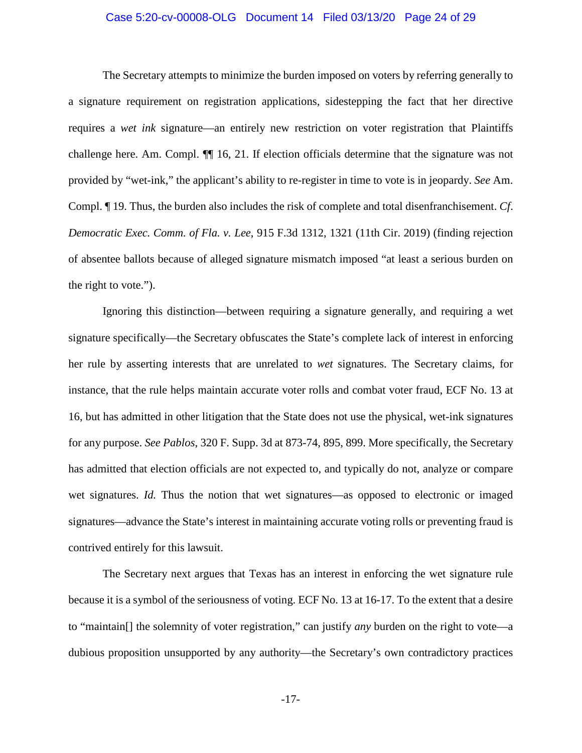The Secretary attempts to minimize the burden imposed on voters by referring generally to a signature requirement on registration applications, sidestepping the fact that her directive requires a *wet ink* signature—an entirely new restriction on voter registration that Plaintiffs challenge here. Am. Compl. ¶¶ 16, 21. If election officials determine that the signature was not provided by "wet-ink," the applicant's ability to re-register in time to vote is in jeopardy. *See* Am. Compl. ¶ 19. Thus, the burden also includes the risk of complete and total disenfranchisement. *Cf. Democratic Exec. Comm. of Fla. v. Lee*, 915 F.3d 1312, 1321 (11th Cir. 2019) (finding rejection of absentee ballots because of alleged signature mismatch imposed "at least a serious burden on the right to vote.").

Ignoring this distinction—between requiring a signature generally, and requiring a wet signature specifically—the Secretary obfuscates the State's complete lack of interest in enforcing her rule by asserting interests that are unrelated to *wet* signatures. The Secretary claims, for instance, that the rule helps maintain accurate voter rolls and combat voter fraud, ECF No. 13 at 16, but has admitted in other litigation that the State does not use the physical, wet-ink signatures for any purpose. *See Pablos*, 320 F. Supp. 3d at 873-74, 895, 899. More specifically, the Secretary has admitted that election officials are not expected to, and typically do not, analyze or compare wet signatures. *Id.* Thus the notion that wet signatures—as opposed to electronic or imaged signatures—advance the State's interest in maintaining accurate voting rolls or preventing fraud is contrived entirely for this lawsuit.

The Secretary next argues that Texas has an interest in enforcing the wet signature rule because it is a symbol of the seriousness of voting. ECF No. 13 at 16-17. To the extent that a desire to "maintain[] the solemnity of voter registration," can justify *any* burden on the right to vote—a dubious proposition unsupported by any authority—the Secretary's own contradictory practices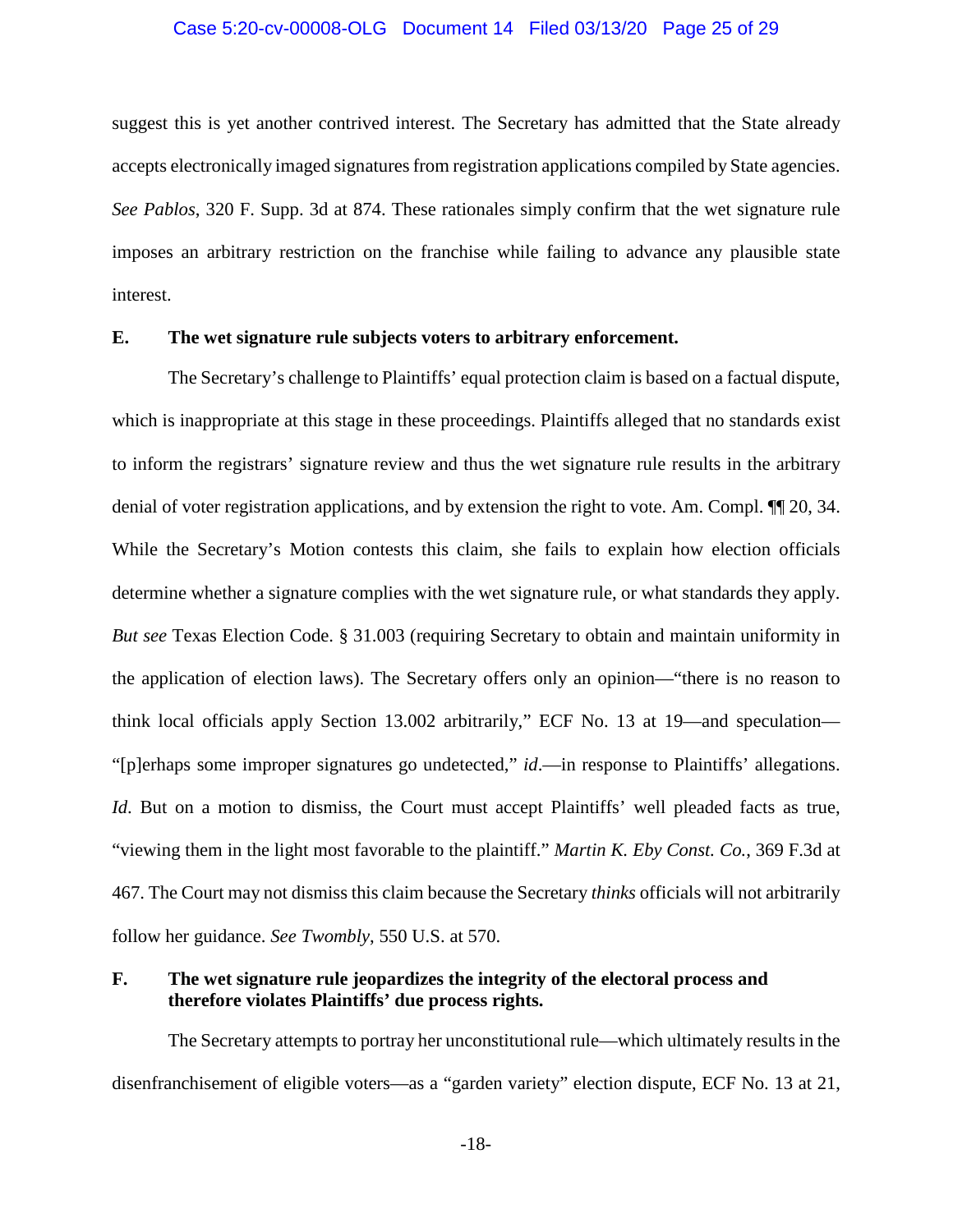suggest this is yet another contrived interest. The Secretary has admitted that the State already accepts electronically imaged signatures from registration applications compiled by State agencies. *See Pablos*, 320 F. Supp. 3d at 874. These rationales simply confirm that the wet signature rule imposes an arbitrary restriction on the franchise while failing to advance any plausible state interest.

### E. The wet signature rule subjects voters to arbitrary enforcement.

The Secretary's challenge to Plaintiffs' equal protection claim is based on a factual dispute, which is inappropriate at this stage in these proceedings. Plaintiffs alleged that no standards exist to inform the registrars' signature review and thus the wet signature rule results in the arbitrary denial of voter registration applications, and by extension the right to vote. Am. Compl. ¶¶ 20, 34. While the Secretary's Motion contests this claim, she fails to explain how election officials determine whether a signature complies with the wet signature rule, or what standards they apply. *But see* Texas Election Code. § 31.003 (requiring Secretary to obtain and maintain uniformity in the application of election laws). The Secretary offers only an opinion—"there is no reason to think local officials apply Section 13.002 arbitrarily," ECF No. 13 at 19—and speculation—"[p]erhaps some improper signatures go undetected," *id*.—in response to Plaintiffs' allegations. *Id.* But on a motion to dismiss, the Court must accept Plaintiffs' well pleaded facts as true, "viewing them in the light most favorable to the plaintiff." *Martin K. Eby Const. Co.*, 369 F.3d at 467. The Court may not dismiss this claim because the Secretary *thinks* officials will not arbitrarily follow her guidance. *See Twombly*, 550 U.S. at 570.

### F. The wet signature rule jeopardizes the integrity of the electoral process and therefore violates Plaintiffs' due process rights.

The Secretary attempts to portray her unconstitutional rule—which ultimately results in the disenfranchisement of eligible voters—as a "garden variety" election dispute, ECF No. 13 at 21,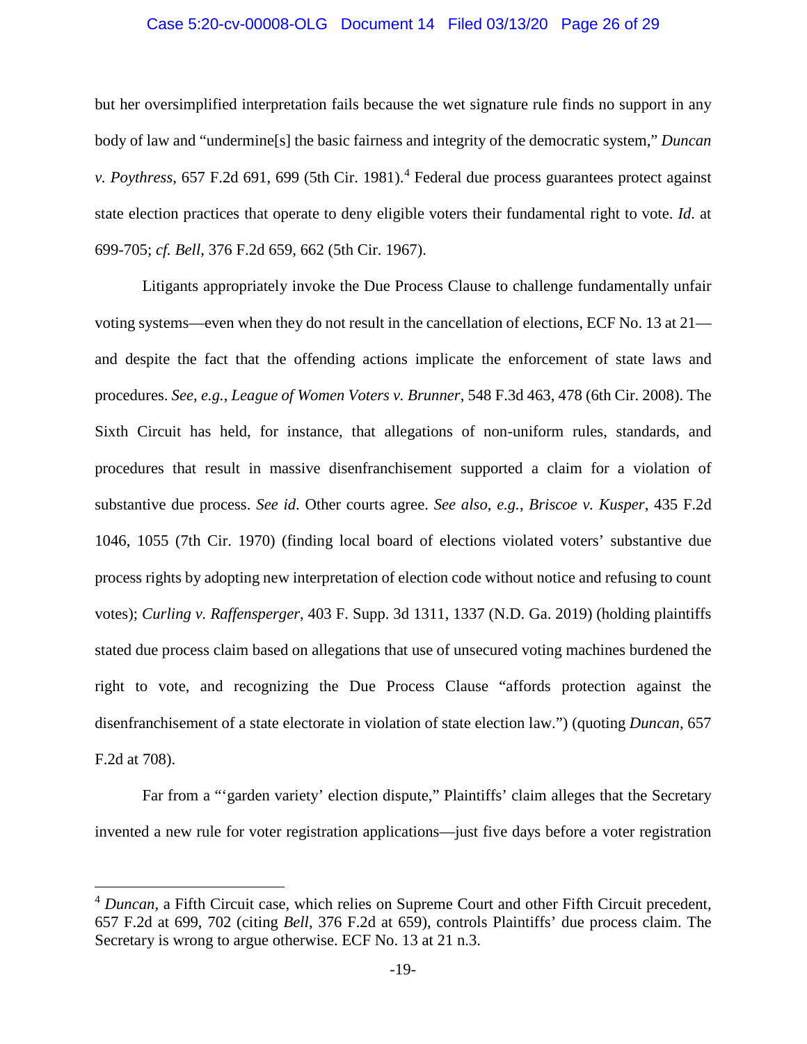but her oversimplified interpretation fails because the wet signature rule finds no support in any body of law and "undermine[s] the basic fairness and integrity of the democratic system," *Duncan v. Poythress*, 657 F.2d 691, 699 (5th Cir. 1981).[4] Federal due process guarantees protect against state election practices that operate to deny eligible voters their fundamental right to vote. *Id*. at 699-705; *cf. Bell*, 376 F.2d 659, 662 (5th Cir. 1967).

Litigants appropriately invoke the Due Process Clause to challenge fundamentally unfair voting systems—even when they do not result in the cancellation of elections, ECF No. 13 at 21—and despite the fact that the offending actions implicate the enforcement of state laws and procedures. *See, e.g.*, *League of Women Voters v. Brunner*, 548 F.3d 463, 478 (6th Cir. 2008). The Sixth Circuit has held, for instance, that allegations of non-uniform rules, standards, and procedures that result in massive disenfranchisement supported a claim for a violation of substantive due process. *See id*. Other courts agree. *See also*, *e.g.*, *Briscoe v. Kusper*, 435 F.2d 1046, 1055 (7th Cir. 1970) (finding local board of elections violated voters' substantive due process rights by adopting new interpretation of election code without notice and refusing to count votes); *Curling v. Raffensperger*, 403 F. Supp. 3d 1311, 1337 (N.D. Ga. 2019) (holding plaintiffs stated due process claim based on allegations that use of unsecured voting machines burdened the right to vote, and recognizing the Due Process Clause "affords protection against the disenfranchisement of a state electorate in violation of state election law.") (quoting *Duncan*, 657 F.2d at 708).

Far from a "'garden variety' election dispute," Plaintiffs' claim alleges that the Secretary invented a new rule for voter registration applications—just five days before a voter registration

---

[4] *Duncan*, a Fifth Circuit case, which relies on Supreme Court and other Fifth Circuit precedent, 657 F.2d at 699, 702 (citing *Bell*, 376 F.2d at 659), controls Plaintiffs' due process claim. The Secretary is wrong to argue otherwise. ECF No. 13 at 21 n.3.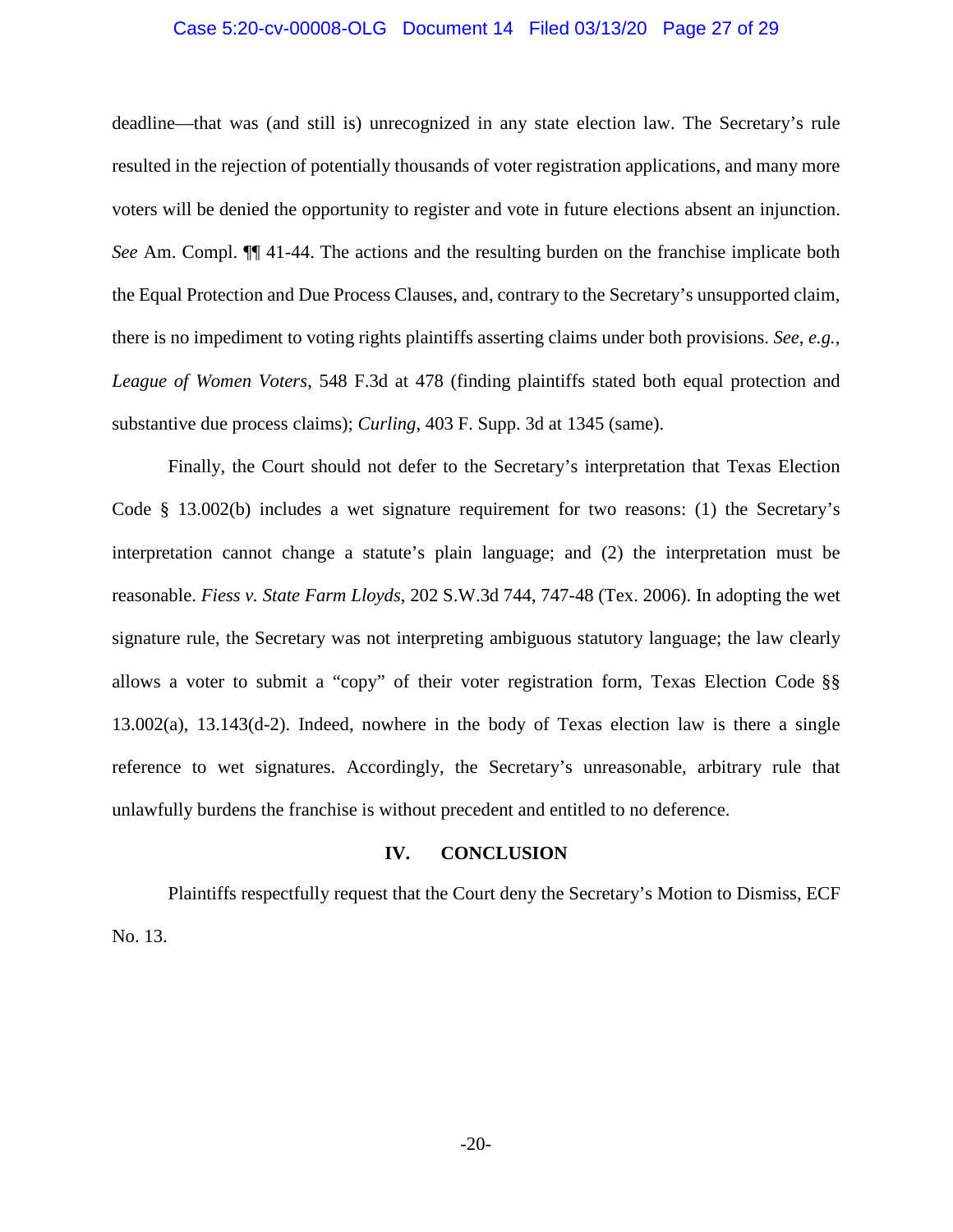deadline—that was (and still is) unrecognized in any state election law. The Secretary's rule resulted in the rejection of potentially thousands of voter registration applications, and many more voters will be denied the opportunity to register and vote in future elections absent an injunction. *See* Am. Compl. ¶¶ 41-44. The actions and the resulting burden on the franchise implicate both the Equal Protection and Due Process Clauses, and, contrary to the Secretary's unsupported claim, there is no impediment to voting rights plaintiffs asserting claims under both provisions. *See, e.g.*, *League of Women Voters*, 548 F.3d at 478 (finding plaintiffs stated both equal protection and substantive due process claims); *Curling*, 403 F. Supp. 3d at 1345 (same).

Finally, the Court should not defer to the Secretary's interpretation that Texas Election Code § 13.002(b) includes a wet signature requirement for two reasons: (1) the Secretary's interpretation cannot change a statute's plain language; and (2) the interpretation must be reasonable. *Fiess v. State Farm Lloyds*, 202 S.W.3d 744, 747-48 (Tex. 2006). In adopting the wet signature rule, the Secretary was not interpreting ambiguous statutory language; the law clearly allows a voter to submit a "copy" of their voter registration form, Texas Election Code §§ 13.002(a), 13.143(d-2). Indeed, nowhere in the body of Texas election law is there a single reference to wet signatures. Accordingly, the Secretary's unreasonable, arbitrary rule that unlawfully burdens the franchise is without precedent and entitled to no deference.

## IV. CONCLUSION

Plaintiffs respectfully request that the Court deny the Secretary's Motion to Dismiss, ECF No. 13.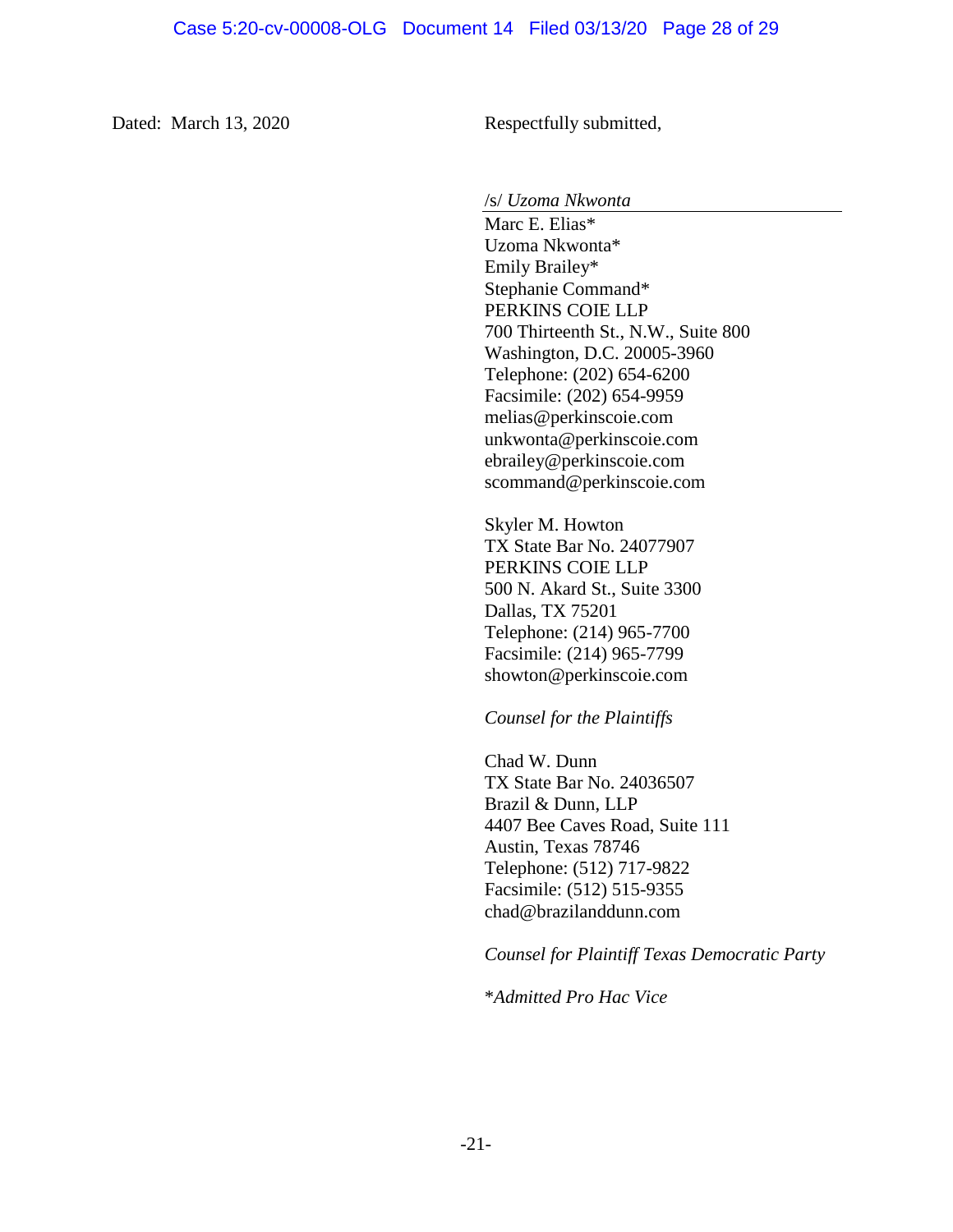Dated: March 13, 2020

Respectfully submitted,

/s/ *Uzoma Nkwonta*

Marc E. Elias*
Uzoma Nkwonta*
Emily Brailey*
Stephanie Command*
PERKINS COIE LLP
700 Thirteenth St., N.W., Suite 800
Washington, D.C. 20005-3960
Telephone: (202) 654-6200
Facsimile: (202) 654-9959
melias@perkinscoie.com
unkwonta@perkinscoie.com
ebrailey@perkinscoie.com
scommand@perkinscoie.com

Skyler M. Howton
TX State Bar No. 24077907
PERKINS COIE LLP
500 N. Akard St., Suite 3300
Dallas, TX 75201
Telephone: (214) 965-7700
Facsimile: (214) 965-7799
showton@perkinscoie.com

*Counsel for the Plaintiffs*

Chad W. Dunn
TX State Bar No. 24036507
Brazil & Dunn, LLP
4407 Bee Caves Road, Suite 111
Austin, Texas 78746
Telephone: (512) 717-9822
Facsimile: (512) 515-9355
chad@brazilanddunn.com

*Counsel for Plaintiff Texas Democratic Party*

**Admitted Pro Hac Vice*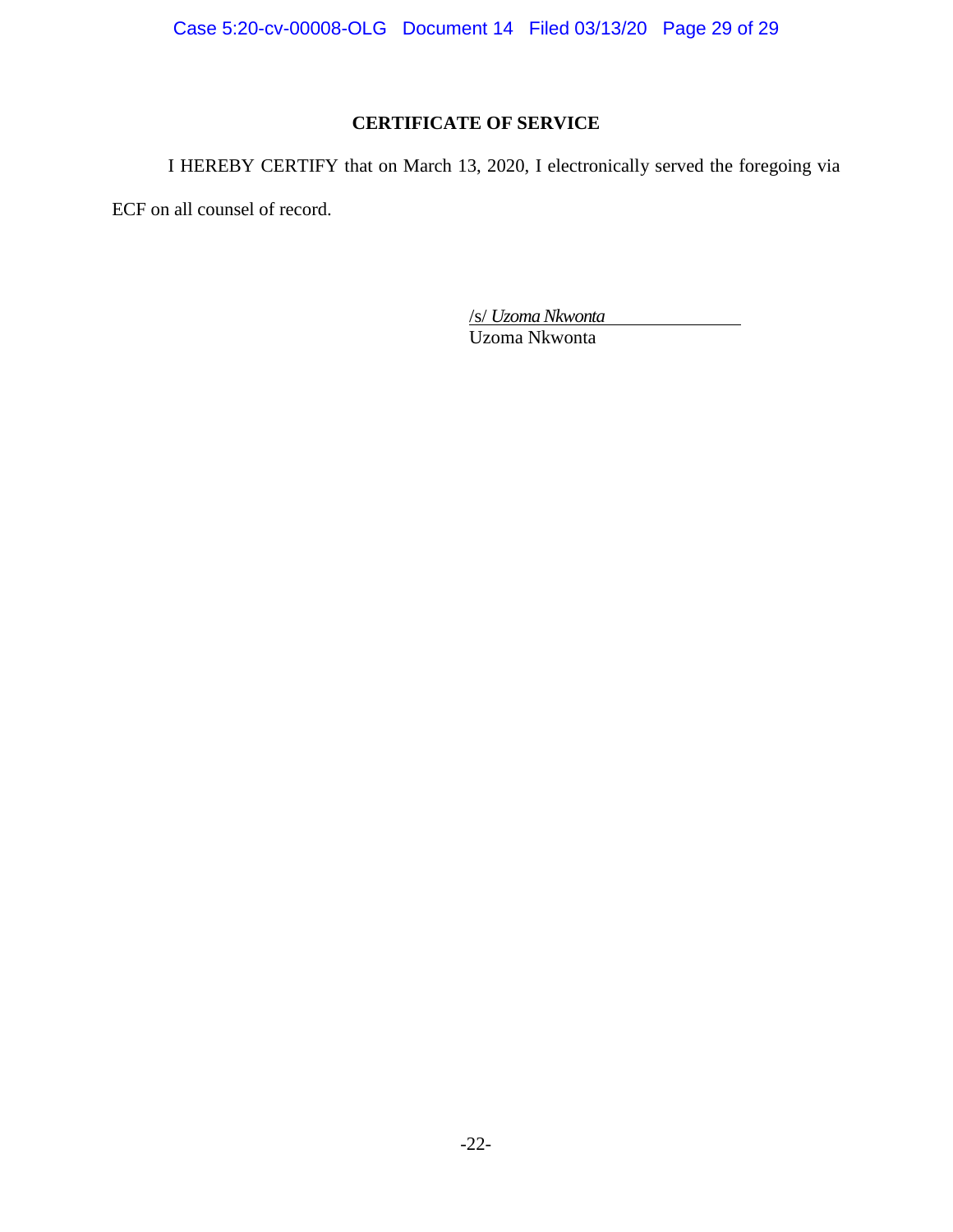## CERTIFICATE OF SERVICE

I HEREBY CERTIFY that on March 13, 2020, I electronically served the foregoing via ECF on all counsel of record.

/s/ *Uzoma Nkwonta*
Uzoma Nkwonta